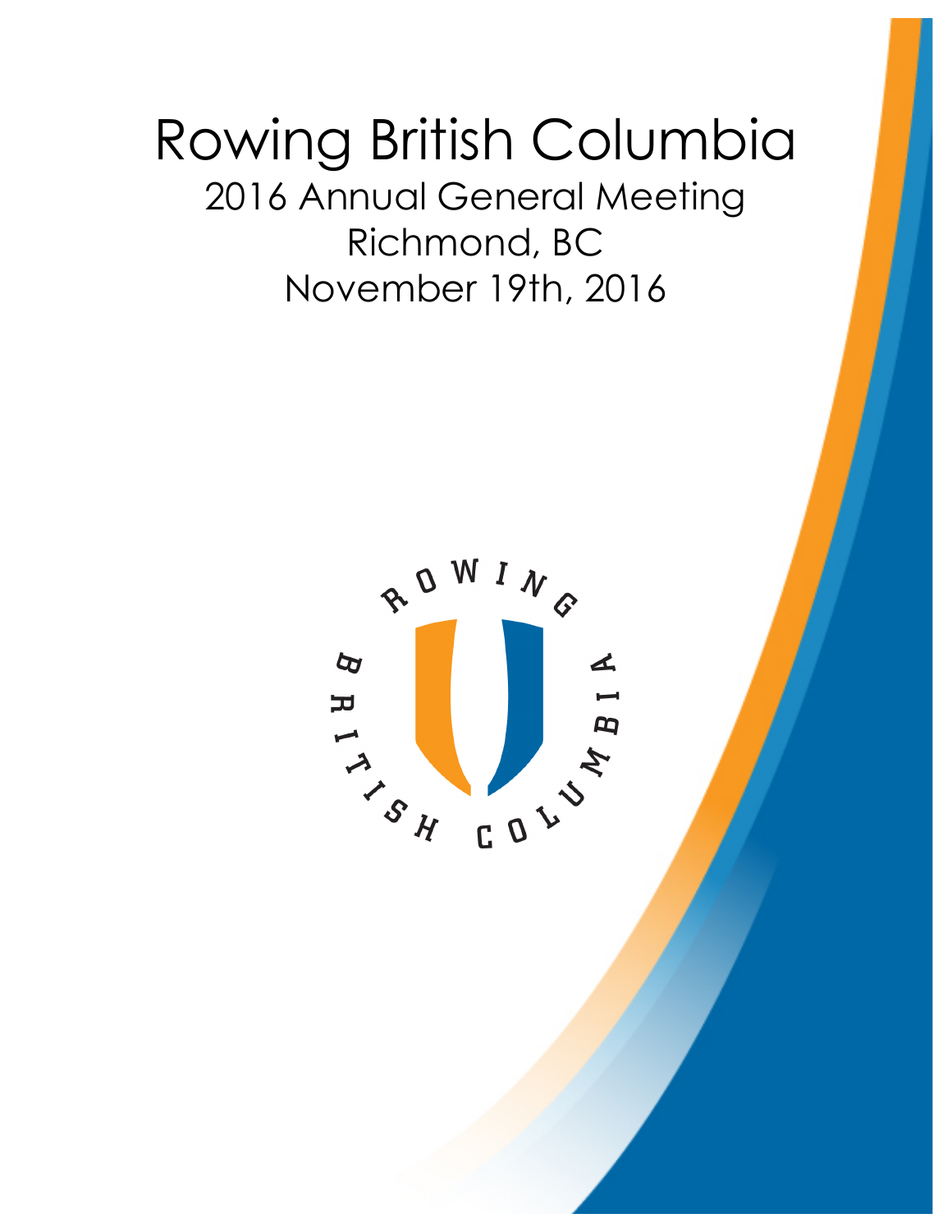# Rowing British Columbia

## 2016 Annual General Meeting

## Richmond, BC

## November 19th, 2016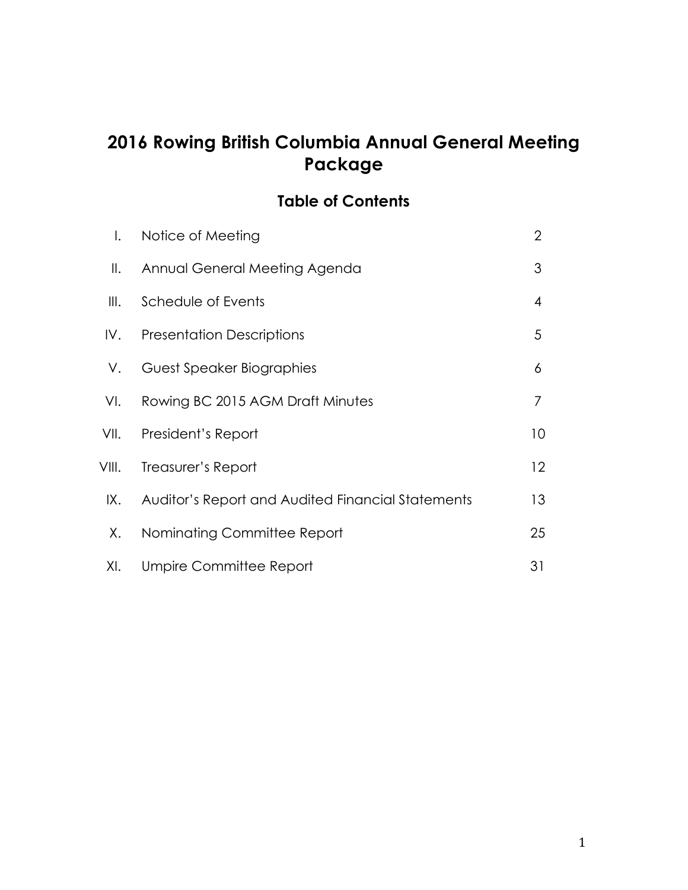# 2016 Rowing British Columbia Annual General Meeting Package

## Table of Contents

| | | |
|---|---|---|
| I. | Notice of Meeting | 2 |
| II. | Annual General Meeting Agenda | 3 |
| III. | Schedule of Events | 4 |
| IV. | Presentation Descriptions | 5 |
| V. | Guest Speaker Biographies | 6 |
| VI. | Rowing BC 2015 AGM Draft Minutes | 7 |
| VII. | President's Report | 10 |
| VIII. | Treasurer's Report | 12 |
| IX. | Auditor's Report and Audited Financial Statements | 13 |
| X. | Nominating Committee Report | 25 |
| XI. | Umpire Committee Report | 31 |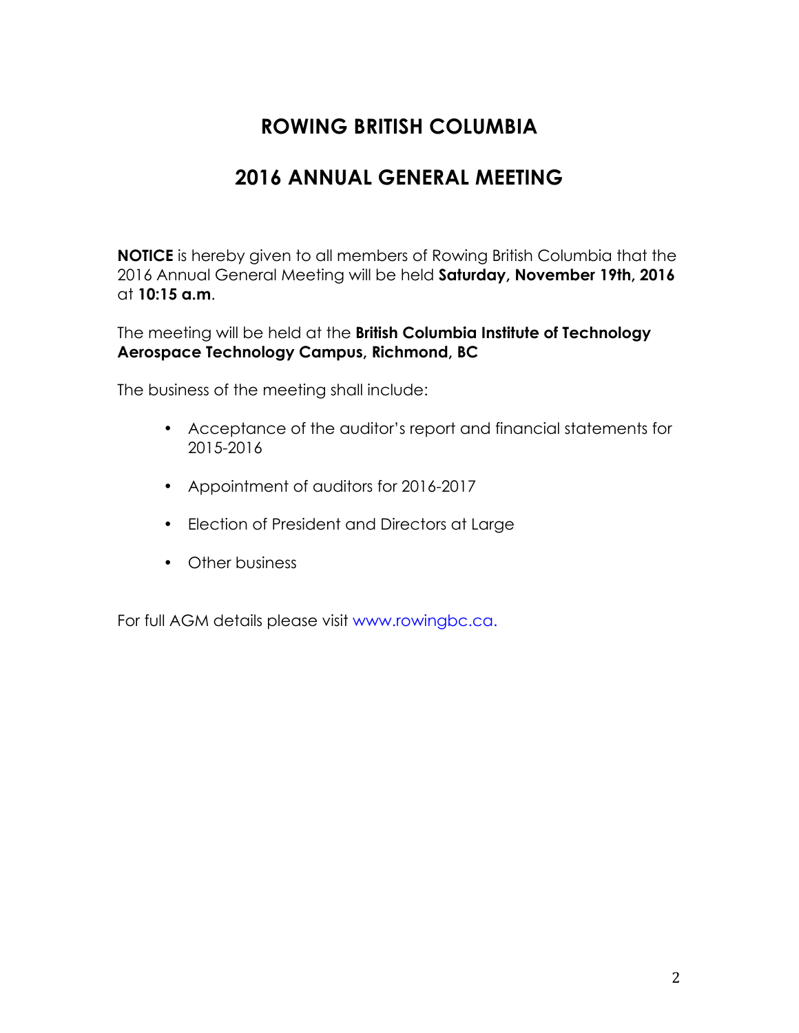# ROWING BRITISH COLUMBIA

## 2016 ANNUAL GENERAL MEETING

**NOTICE** is hereby given to all members of Rowing British Columbia that the 2016 Annual General Meeting will be held **Saturday, November 19th, 2016** at **10:15 a.m**.

The meeting will be held at the **British Columbia Institute of Technology Aerospace Technology Campus, Richmond, BC**

The business of the meeting shall include:

- Acceptance of the auditor's report and financial statements for 2015-2016
- Appointment of auditors for 2016-2017
- Election of President and Directors at Large
- Other business

For full AGM details please visit www.rowingbc.ca.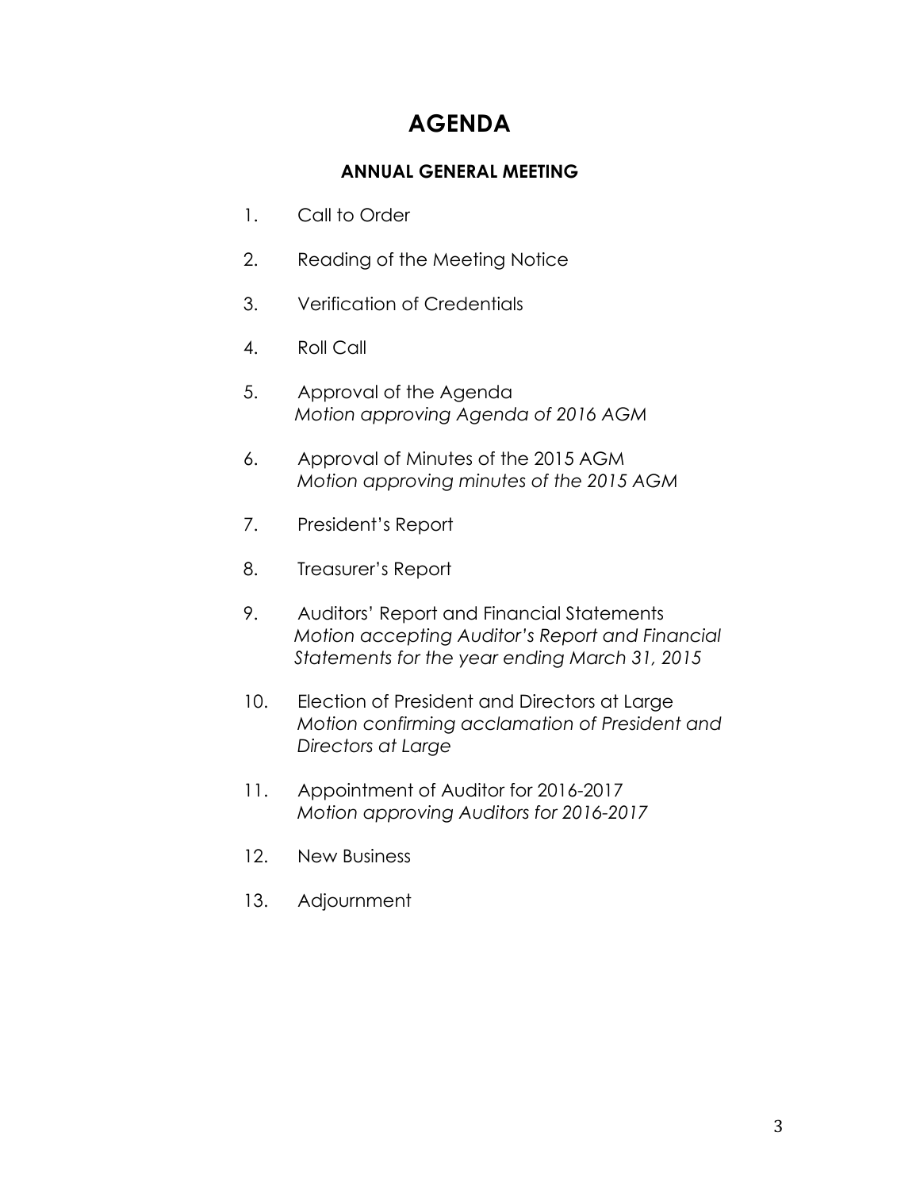# AGENDA

## ANNUAL GENERAL MEETING

1. Call to Order

2. Reading of the Meeting Notice

3. Verification of Credentials

4. Roll Call

5. Approval of the Agenda
   *Motion approving Agenda of 2016 AGM*

6. Approval of Minutes of the 2015 AGM
   *Motion approving minutes of the 2015 AGM*

7. President's Report

8. Treasurer's Report

9. Auditors' Report and Financial Statements
   *Motion accepting Auditor's Report and Financial Statements for the year ending March 31, 2015*

10. Election of President and Directors at Large
    *Motion confirming acclamation of President and Directors at Large*

11. Appointment of Auditor for 2016-2017
    *Motion approving Auditors for 2016-2017*

12. New Business

13. Adjournment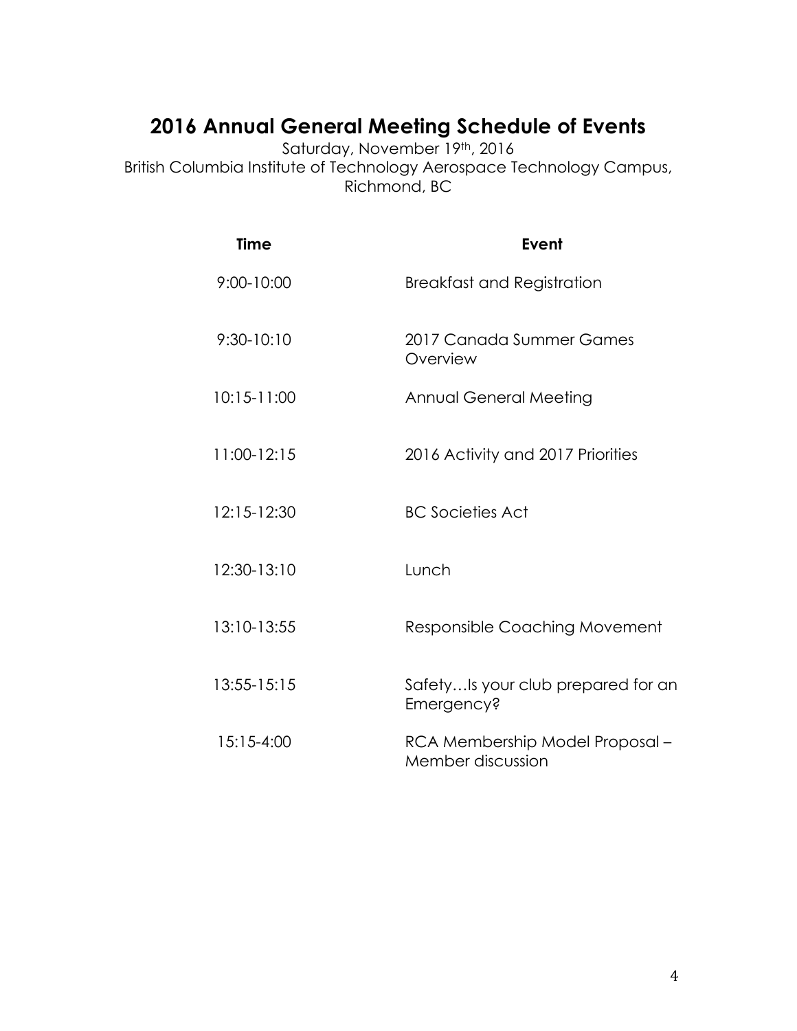# 2016 Annual General Meeting Schedule of Events

Saturday, November 19th, 2016
British Columbia Institute of Technology Aerospace Technology Campus, Richmond, BC

| Time | Event |
| --- | --- |
| 9:00-10:00 | Breakfast and Registration |
| 9:30-10:10 | 2017 Canada Summer Games Overview |
| 10:15-11:00 | Annual General Meeting |
| 11:00-12:15 | 2016 Activity and 2017 Priorities |
| 12:15-12:30 | BC Societies Act |
| 12:30-13:10 | Lunch |
| 13:10-13:55 | Responsible Coaching Movement |
| 13:55-15:15 | Safety…Is your club prepared for an Emergency? |
| 15:15-4:00 | RCA Membership Model Proposal – Member discussion |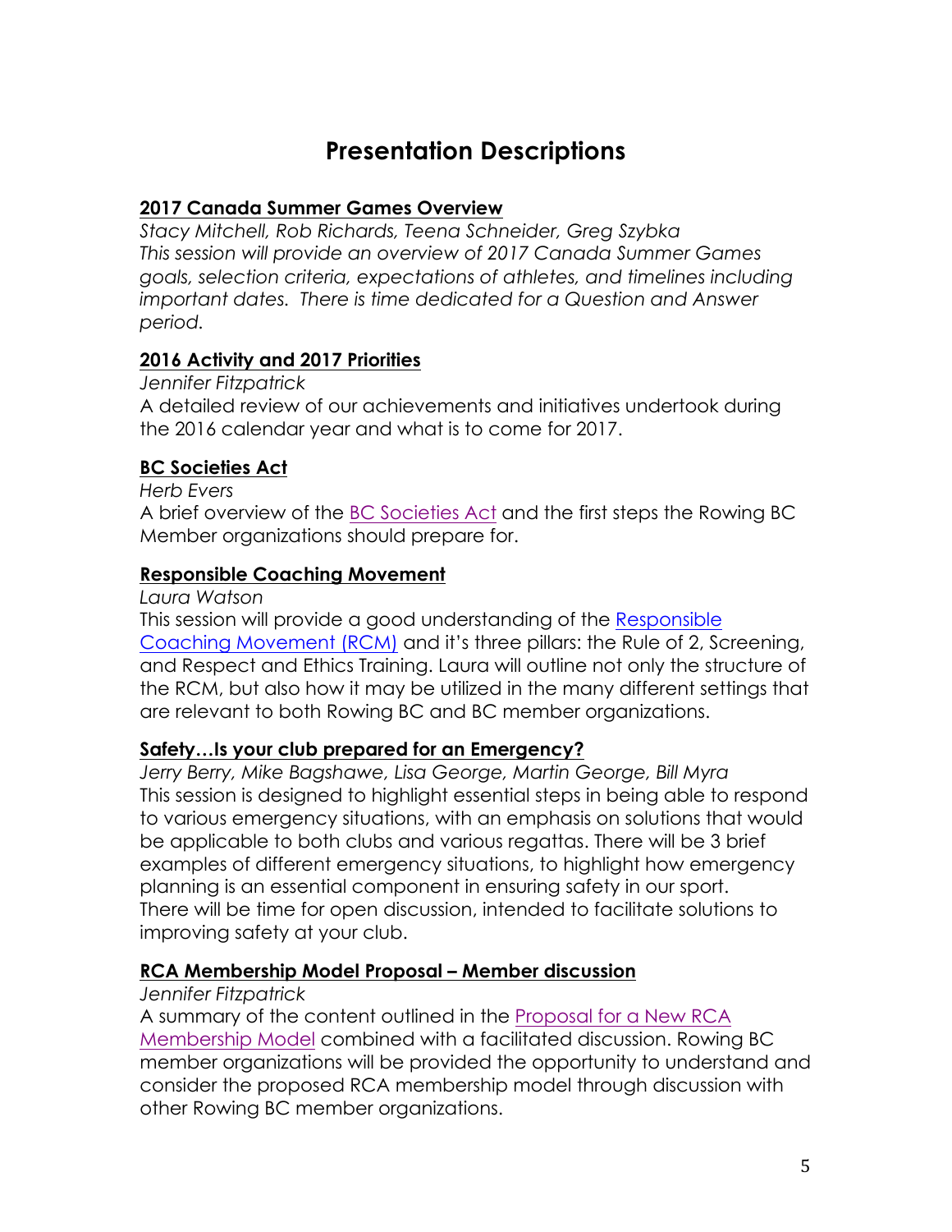# Presentation Descriptions

**2017 Canada Summer Games Overview**

*Stacy Mitchell, Rob Richards, Teena Schneider, Greg Szybka*

*This session will provide an overview of 2017 Canada Summer Games goals, selection criteria, expectations of athletes, and timelines including important dates. There is time dedicated for a Question and Answer period.*

**2016 Activity and 2017 Priorities**

*Jennifer Fitzpatrick*

A detailed review of our achievements and initiatives undertook during the 2016 calendar year and what is to come for 2017.

**BC Societies Act**

*Herb Evers*

A brief overview of the BC Societies Act and the first steps the Rowing BC Member organizations should prepare for.

**Responsible Coaching Movement**

*Laura Watson*

This session will provide a good understanding of the Responsible Coaching Movement (RCM) and it's three pillars: the Rule of 2, Screening, and Respect and Ethics Training. Laura will outline not only the structure of the RCM, but also how it may be utilized in the many different settings that are relevant to both Rowing BC and BC member organizations.

**Safety…Is your club prepared for an Emergency?**

*Jerry Berry, Mike Bagshawe, Lisa George, Martin George, Bill Myra*

This session is designed to highlight essential steps in being able to respond to various emergency situations, with an emphasis on solutions that would be applicable to both clubs and various regattas. There will be 3 brief examples of different emergency situations, to highlight how emergency planning is an essential component in ensuring safety in our sport. There will be time for open discussion, intended to facilitate solutions to improving safety at your club.

**RCA Membership Model Proposal – Member discussion**

*Jennifer Fitzpatrick*

A summary of the content outlined in the Proposal for a New RCA Membership Model combined with a facilitated discussion. Rowing BC member organizations will be provided the opportunity to understand and consider the proposed RCA membership model through discussion with other Rowing BC member organizations.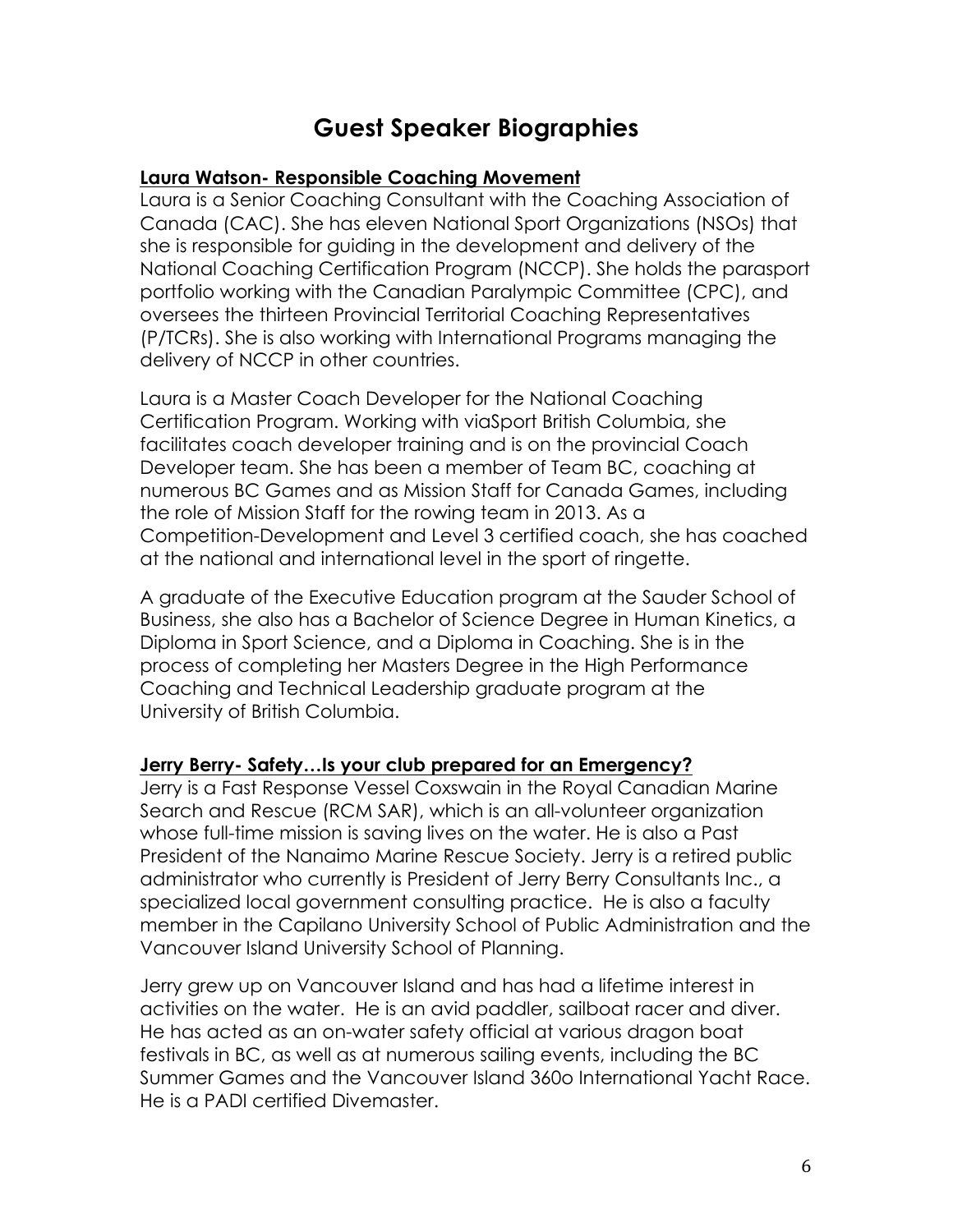# Guest Speaker Biographies

**Laura Watson- Responsible Coaching Movement**

Laura is a Senior Coaching Consultant with the Coaching Association of Canada (CAC). She has eleven National Sport Organizations (NSOs) that she is responsible for guiding in the development and delivery of the National Coaching Certification Program (NCCP). She holds the parasport portfolio working with the Canadian Paralympic Committee (CPC), and oversees the thirteen Provincial Territorial Coaching Representatives (P/TCRs). She is also working with International Programs managing the delivery of NCCP in other countries.

Laura is a Master Coach Developer for the National Coaching Certification Program. Working with viaSport British Columbia, she facilitates coach developer training and is on the provincial Coach Developer team. She has been a member of Team BC, coaching at numerous BC Games and as Mission Staff for Canada Games, including the role of Mission Staff for the rowing team in 2013. As a Competition-Development and Level 3 certified coach, she has coached at the national and international level in the sport of ringette.

A graduate of the Executive Education program at the Sauder School of Business, she also has a Bachelor of Science Degree in Human Kinetics, a Diploma in Sport Science, and a Diploma in Coaching. She is in the process of completing her Masters Degree in the High Performance Coaching and Technical Leadership graduate program at the University of British Columbia.

**Jerry Berry- Safety…Is your club prepared for an Emergency?**

Jerry is a Fast Response Vessel Coxswain in the Royal Canadian Marine Search and Rescue (RCM SAR), which is an all-volunteer organization whose full-time mission is saving lives on the water. He is also a Past President of the Nanaimo Marine Rescue Society. Jerry is a retired public administrator who currently is President of Jerry Berry Consultants Inc., a specialized local government consulting practice. He is also a faculty member in the Capilano University School of Public Administration and the Vancouver Island University School of Planning.

Jerry grew up on Vancouver Island and has had a lifetime interest in activities on the water. He is an avid paddler, sailboat racer and diver. He has acted as an on-water safety official at various dragon boat festivals in BC, as well as at numerous sailing events, including the BC Summer Games and the Vancouver Island 360o International Yacht Race. He is a PADI certified Divemaster.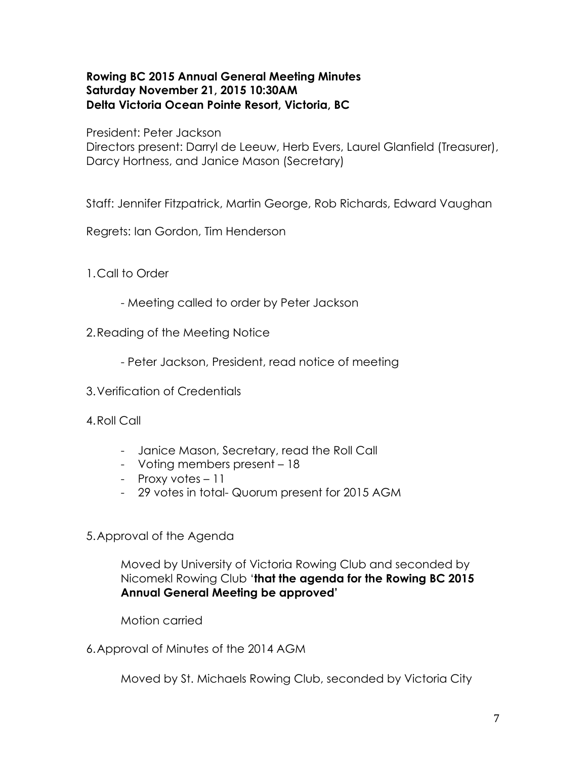**Rowing BC 2015 Annual General Meeting Minutes**
**Saturday November 21, 2015 10:30AM**
**Delta Victoria Ocean Pointe Resort, Victoria, BC**

President: Peter Jackson
Directors present: Darryl de Leeuw, Herb Evers, Laurel Glanfield (Treasurer), Darcy Hortness, and Janice Mason (Secretary)

Staff: Jennifer Fitzpatrick, Martin George, Rob Richards, Edward Vaughan

Regrets: Ian Gordon, Tim Henderson

1. Call to Order

    - Meeting called to order by Peter Jackson

2. Reading of the Meeting Notice

    - Peter Jackson, President, read notice of meeting

3. Verification of Credentials

4. Roll Call

    - Janice Mason, Secretary, read the Roll Call
    - Voting members present – 18
    - Proxy votes – 11
    - 29 votes in total- Quorum present for 2015 AGM

5. Approval of the Agenda

    Moved by University of Victoria Rowing Club and seconded by Nicomekl Rowing Club '**that the agenda for the Rowing BC 2015 Annual General Meeting be approved'**

    Motion carried

6. Approval of Minutes of the 2014 AGM

    Moved by St. Michaels Rowing Club, seconded by Victoria City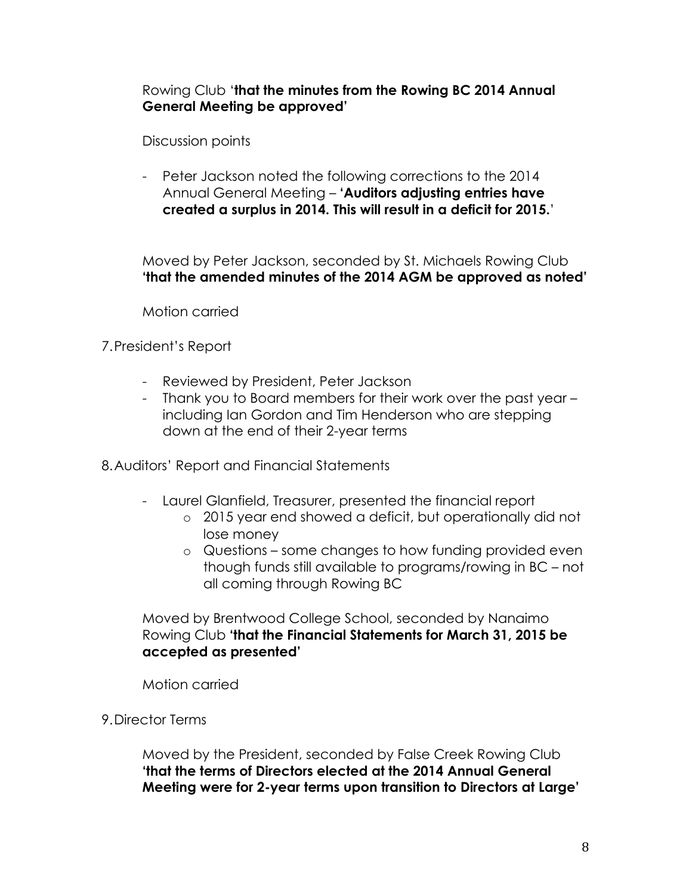Rowing Club '**that the minutes from the Rowing BC 2014 Annual General Meeting be approved**'

Discussion points

- Peter Jackson noted the following corrections to the 2014 Annual General Meeting – '**Auditors adjusting entries have created a surplus in 2014. This will result in a deficit for 2015.**'

Moved by Peter Jackson, seconded by St. Michaels Rowing Club **'that the amended minutes of the 2014 AGM be approved as noted'**

Motion carried

7. President's Report

- Reviewed by President, Peter Jackson
- Thank you to Board members for their work over the past year – including Ian Gordon and Tim Henderson who are stepping down at the end of their 2-year terms

8. Auditors' Report and Financial Statements

- Laurel Glanfield, Treasurer, presented the financial report
    - 2015 year end showed a deficit, but operationally did not lose money
    - Questions – some changes to how funding provided even though funds still available to programs/rowing in BC – not all coming through Rowing BC

Moved by Brentwood College School, seconded by Nanaimo Rowing Club **'that the Financial Statements for March 31, 2015 be accepted as presented'**

Motion carried

9. Director Terms

Moved by the President, seconded by False Creek Rowing Club **'that the terms of Directors elected at the 2014 Annual General Meeting were for 2-year terms upon transition to Directors at Large'**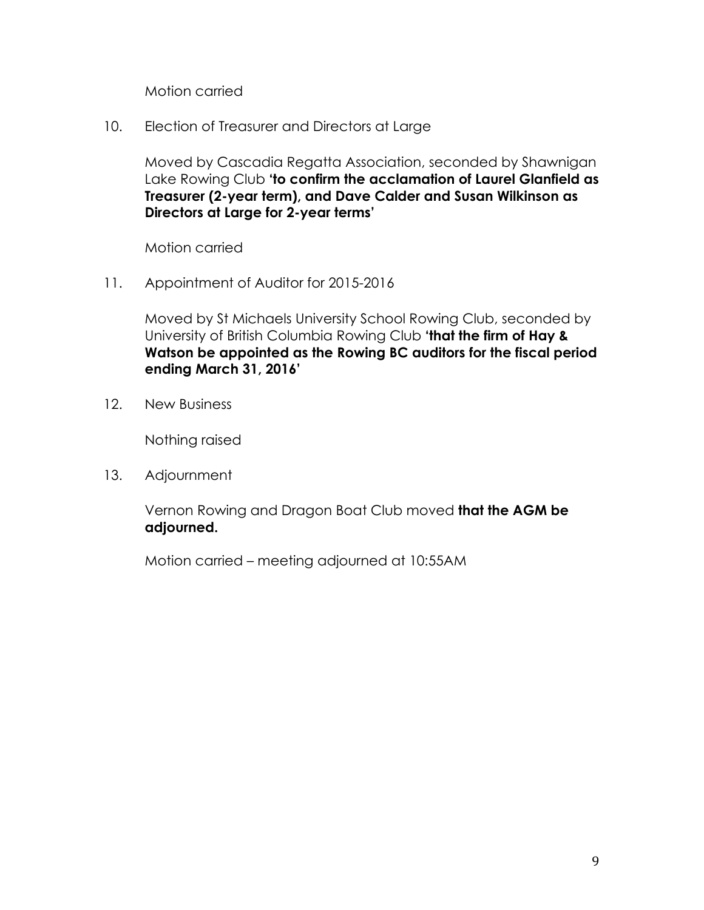Motion carried

10. Election of Treasurer and Directors at Large

    Moved by Cascadia Regatta Association, seconded by Shawnigan Lake Rowing Club **'to confirm the acclamation of Laurel Glanfield as Treasurer (2-year term), and Dave Calder and Susan Wilkinson as Directors at Large for 2-year terms'**

    Motion carried

11. Appointment of Auditor for 2015-2016

    Moved by St Michaels University School Rowing Club, seconded by University of British Columbia Rowing Club **'that the firm of Hay & Watson be appointed as the Rowing BC auditors for the fiscal period ending March 31, 2016'**

12. New Business

    Nothing raised

13. Adjournment

    Vernon Rowing and Dragon Boat Club moved **that the AGM be adjourned.**

    Motion carried – meeting adjourned at 10:55AM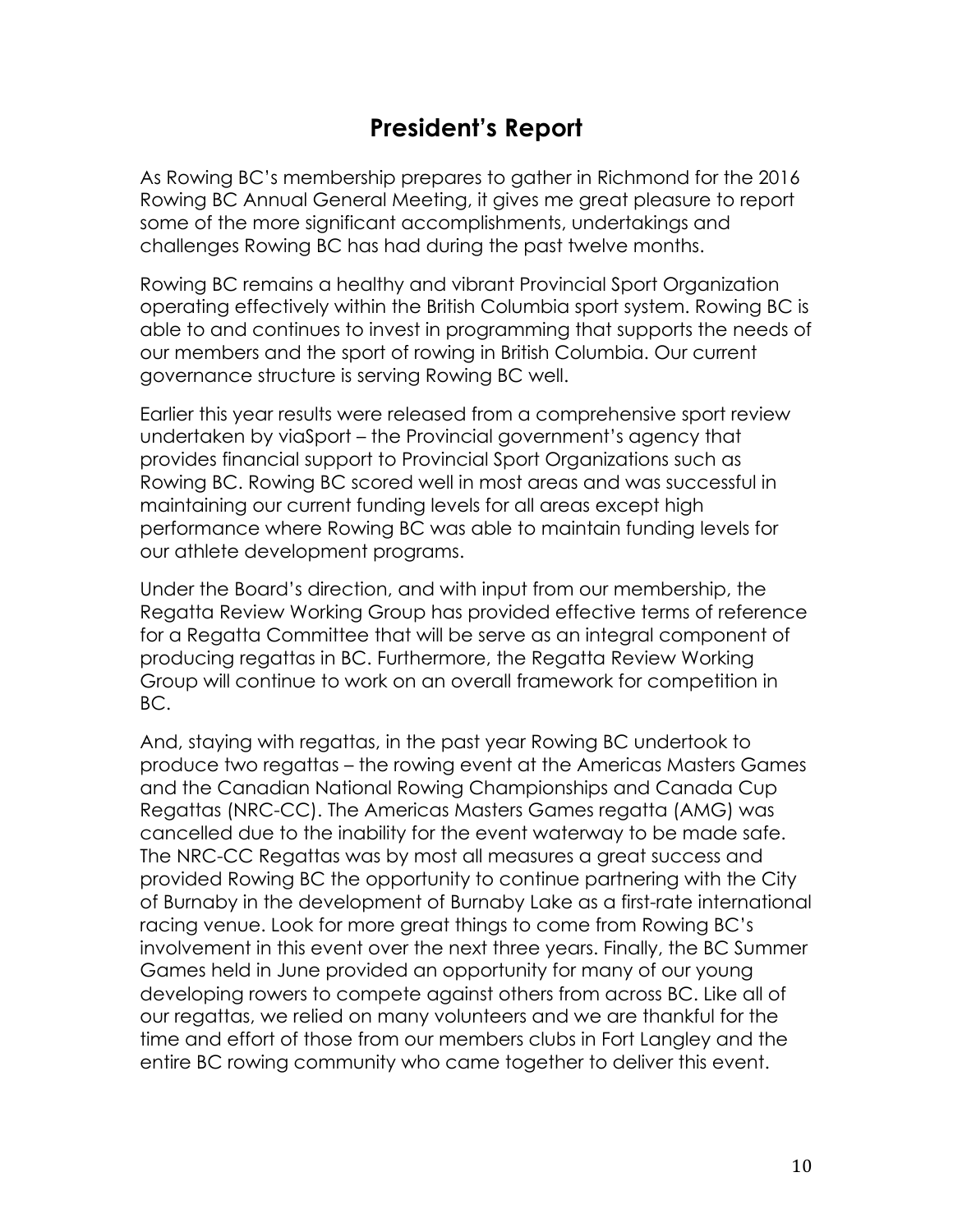# President's Report

As Rowing BC's membership prepares to gather in Richmond for the 2016 Rowing BC Annual General Meeting, it gives me great pleasure to report some of the more significant accomplishments, undertakings and challenges Rowing BC has had during the past twelve months.

Rowing BC remains a healthy and vibrant Provincial Sport Organization operating effectively within the British Columbia sport system. Rowing BC is able to and continues to invest in programming that supports the needs of our members and the sport of rowing in British Columbia. Our current governance structure is serving Rowing BC well.

Earlier this year results were released from a comprehensive sport review undertaken by viaSport – the Provincial government's agency that provides financial support to Provincial Sport Organizations such as Rowing BC. Rowing BC scored well in most areas and was successful in maintaining our current funding levels for all areas except high performance where Rowing BC was able to maintain funding levels for our athlete development programs.

Under the Board's direction, and with input from our membership, the Regatta Review Working Group has provided effective terms of reference for a Regatta Committee that will be serve as an integral component of producing regattas in BC. Furthermore, the Regatta Review Working Group will continue to work on an overall framework for competition in BC.

And, staying with regattas, in the past year Rowing BC undertook to produce two regattas – the rowing event at the Americas Masters Games and the Canadian National Rowing Championships and Canada Cup Regattas (NRC-CC). The Americas Masters Games regatta (AMG) was cancelled due to the inability for the event waterway to be made safe. The NRC-CC Regattas was by most all measures a great success and provided Rowing BC the opportunity to continue partnering with the City of Burnaby in the development of Burnaby Lake as a first-rate international racing venue. Look for more great things to come from Rowing BC's involvement in this event over the next three years. Finally, the BC Summer Games held in June provided an opportunity for many of our young developing rowers to compete against others from across BC. Like all of our regattas, we relied on many volunteers and we are thankful for the time and effort of those from our members clubs in Fort Langley and the entire BC rowing community who came together to deliver this event.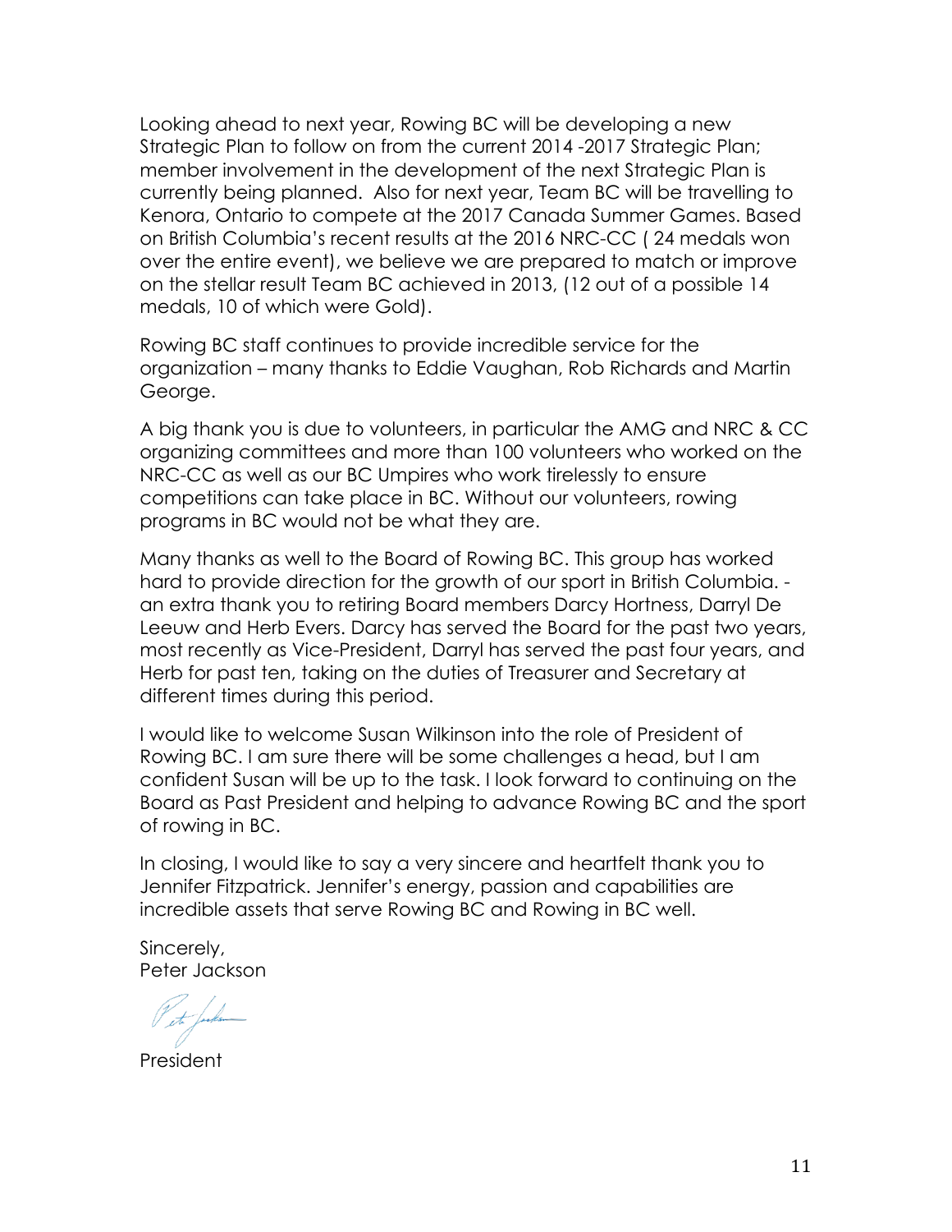Looking ahead to next year, Rowing BC will be developing a new Strategic Plan to follow on from the current 2014 -2017 Strategic Plan; member involvement in the development of the next Strategic Plan is currently being planned.  Also for next year, Team BC will be travelling to Kenora, Ontario to compete at the 2017 Canada Summer Games. Based on British Columbia's recent results at the 2016 NRC-CC ( 24 medals won over the entire event), we believe we are prepared to match or improve on the stellar result Team BC achieved in 2013, (12 out of a possible 14 medals, 10 of which were Gold).

Rowing BC staff continues to provide incredible service for the organization – many thanks to Eddie Vaughan, Rob Richards and Martin George.

A big thank you is due to volunteers, in particular the AMG and NRC & CC organizing committees and more than 100 volunteers who worked on the NRC-CC as well as our BC Umpires who work tirelessly to ensure competitions can take place in BC. Without our volunteers, rowing programs in BC would not be what they are.

Many thanks as well to the Board of Rowing BC. This group has worked hard to provide direction for the growth of our sport in British Columbia. - an extra thank you to retiring Board members Darcy Hortness, Darryl De Leeuw and Herb Evers. Darcy has served the Board for the past two years, most recently as Vice-President, Darryl has served the past four years, and Herb for past ten, taking on the duties of Treasurer and Secretary at different times during this period.

I would like to welcome Susan Wilkinson into the role of President of Rowing BC. I am sure there will be some challenges a head, but I am confident Susan will be up to the task. I look forward to continuing on the Board as Past President and helping to advance Rowing BC and the sport of rowing in BC.

In closing, I would like to say a very sincere and heartfelt thank you to Jennifer Fitzpatrick. Jennifer's energy, passion and capabilities are incredible assets that serve Rowing BC and Rowing in BC well.

Sincerely,
Peter Jackson

President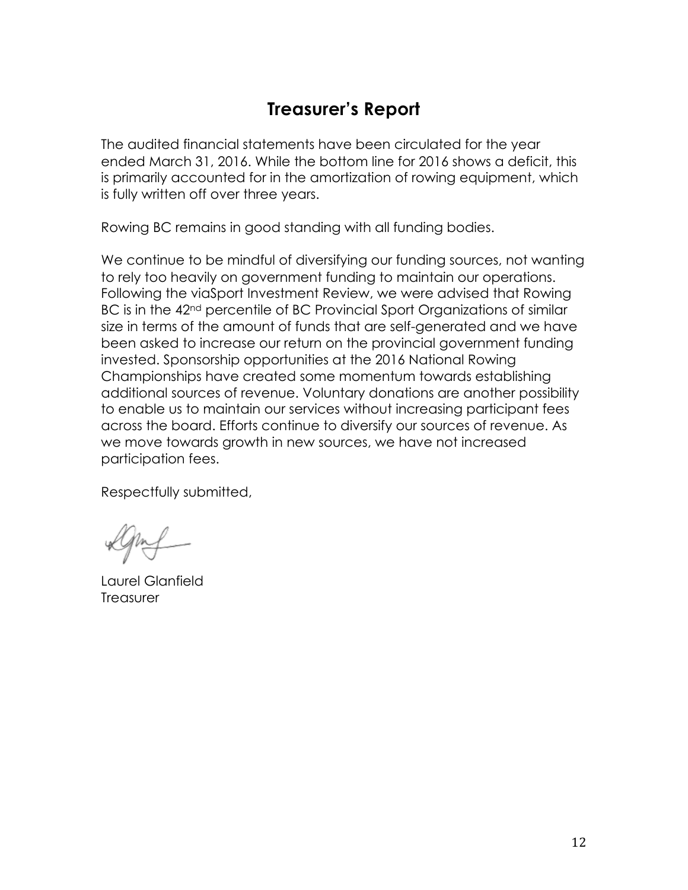## Treasurer's Report

The audited financial statements have been circulated for the year ended March 31, 2016. While the bottom line for 2016 shows a deficit, this is primarily accounted for in the amortization of rowing equipment, which is fully written off over three years.

Rowing BC remains in good standing with all funding bodies.

We continue to be mindful of diversifying our funding sources, not wanting to rely too heavily on government funding to maintain our operations. Following the viaSport Investment Review, we were advised that Rowing BC is in the 42nd percentile of BC Provincial Sport Organizations of similar size in terms of the amount of funds that are self-generated and we have been asked to increase our return on the provincial government funding invested. Sponsorship opportunities at the 2016 National Rowing Championships have created some momentum towards establishing additional sources of revenue. Voluntary donations are another possibility to enable us to maintain our services without increasing participant fees across the board. Efforts continue to diversify our sources of revenue. As we move towards growth in new sources, we have not increased participation fees.

Respectfully submitted,

Laurel Glanfield
Treasurer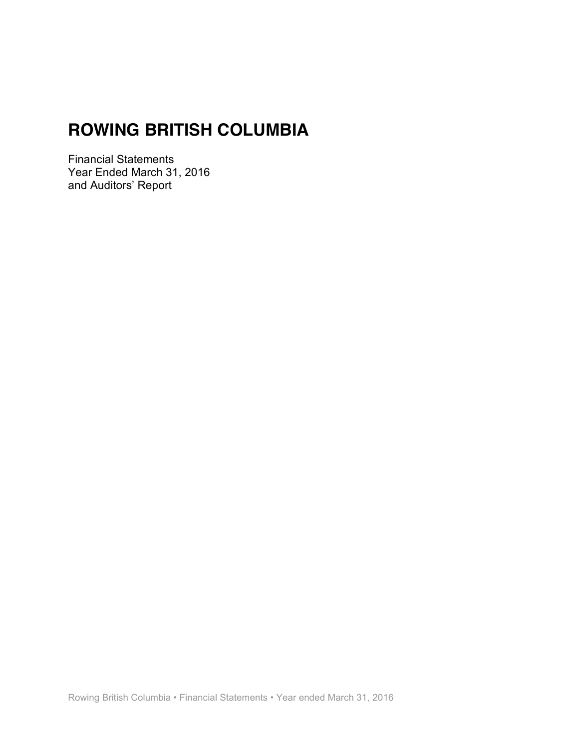# ROWING BRITISH COLUMBIA

Financial Statements
Year Ended March 31, 2016
and Auditors' Report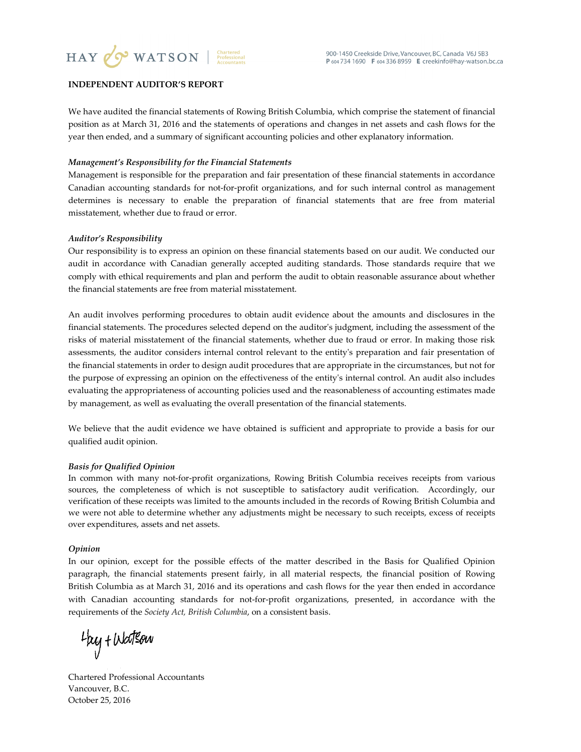HAY & WATSON | Chartered Professional Accountants

900-1450 Creekside Drive, Vancouver, BC, Canada V6J 5B3
P 604 734 1690 F 604 336 8959 E creekinfo@hay-watson.bc.ca

**INDEPENDENT AUDITOR'S REPORT**

We have audited the financial statements of Rowing British Columbia, which comprise the statement of financial position as at March 31, 2016 and the statements of operations and changes in net assets and cash flows for the year then ended, and a summary of significant accounting policies and other explanatory information.

***Management's Responsibility for the Financial Statements***

Management is responsible for the preparation and fair presentation of these financial statements in accordance Canadian accounting standards for not-for-profit organizations, and for such internal control as management determines is necessary to enable the preparation of financial statements that are free from material misstatement, whether due to fraud or error.

***Auditor's Responsibility***

Our responsibility is to express an opinion on these financial statements based on our audit. We conducted our audit in accordance with Canadian generally accepted auditing standards. Those standards require that we comply with ethical requirements and plan and perform the audit to obtain reasonable assurance about whether the financial statements are free from material misstatement.

An audit involves performing procedures to obtain audit evidence about the amounts and disclosures in the financial statements. The procedures selected depend on the auditor's judgment, including the assessment of the risks of material misstatement of the financial statements, whether due to fraud or error. In making those risk assessments, the auditor considers internal control relevant to the entity's preparation and fair presentation of the financial statements in order to design audit procedures that are appropriate in the circumstances, but not for the purpose of expressing an opinion on the effectiveness of the entity's internal control. An audit also includes evaluating the appropriateness of accounting policies used and the reasonableness of accounting estimates made by management, as well as evaluating the overall presentation of the financial statements.

We believe that the audit evidence we have obtained is sufficient and appropriate to provide a basis for our qualified audit opinion.

***Basis for Qualified Opinion***

In common with many not-for-profit organizations, Rowing British Columbia receives receipts from various sources, the completeness of which is not susceptible to satisfactory audit verification. Accordingly, our verification of these receipts was limited to the amounts included in the records of Rowing British Columbia and we were not able to determine whether any adjustments might be necessary to such receipts, excess of receipts over expenditures, assets and net assets.

***Opinion***

In our opinion, except for the possible effects of the matter described in the Basis for Qualified Opinion paragraph, the financial statements present fairly, in all material respects, the financial position of Rowing British Columbia as at March 31, 2016 and its operations and cash flows for the year then ended in accordance with Canadian accounting standards for not-for-profit organizations, presented, in accordance with the requirements of the *Society Act, British Columbia*, on a consistent basis.

Hay + Watson

Chartered Professional Accountants
Vancouver, B.C.
October 25, 2016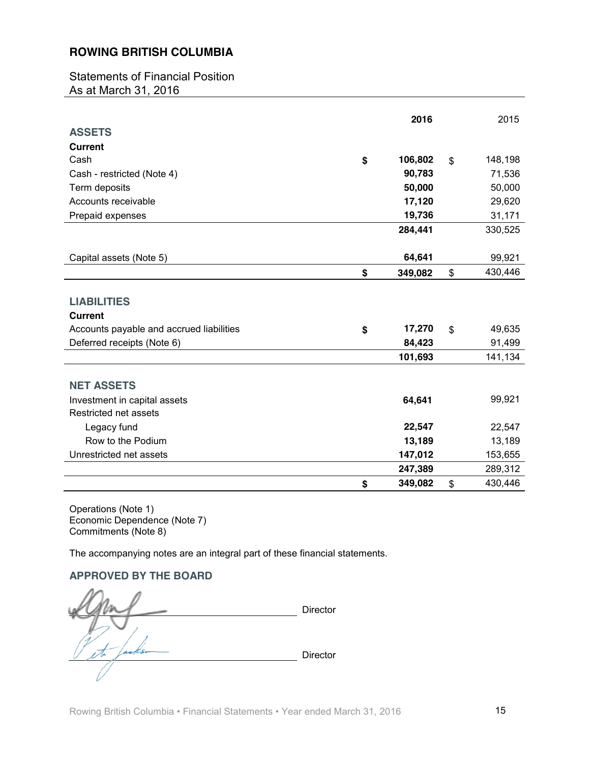# ROWING BRITISH COLUMBIA

## Statements of Financial Position
As at March 31, 2016

| | | 2016 | | 2015 |
|---|---|---|---|---|
| **ASSETS** | | | | |
| **Current** | | | | |
| Cash | $ | **106,802** | $ | 148,198 |
| Cash - restricted (Note 4) | | **90,783** | | 71,536 |
| Term deposits | | **50,000** | | 50,000 |
| Accounts receivable | | **17,120** | | 29,620 |
| Prepaid expenses | | **19,736** | | 31,171 |
| | | **284,441** | | 330,525 |
| Capital assets (Note 5) | | **64,641** | | 99,921 |
| | $ | **349,082** | $ | 430,446 |
| **LIABILITIES** | | | | |
| **Current** | | | | |
| Accounts payable and accrued liabilities | $ | **17,270** | $ | 49,635 |
| Deferred receipts (Note 6) | | **84,423** | | 91,499 |
| | | **101,693** | | 141,134 |
| **NET ASSETS** | | | | |
| Investment in capital assets | | **64,641** | | 99,921 |
| Restricted net assets | | | | |
| Legacy fund | | **22,547** | | 22,547 |
| Row to the Podium | | **13,189** | | 13,189 |
| Unrestricted net assets | | **147,012** | | 153,655 |
| | | **247,389** | | 289,312 |
| | $ | **349,082** | $ | 430,446 |

Operations (Note 1)
Economic Dependence (Note 7)
Commitments (Note 8)

The accompanying notes are an integral part of these financial statements.

### APPROVED BY THE BOARD

_______________________ Director

_______________________ Director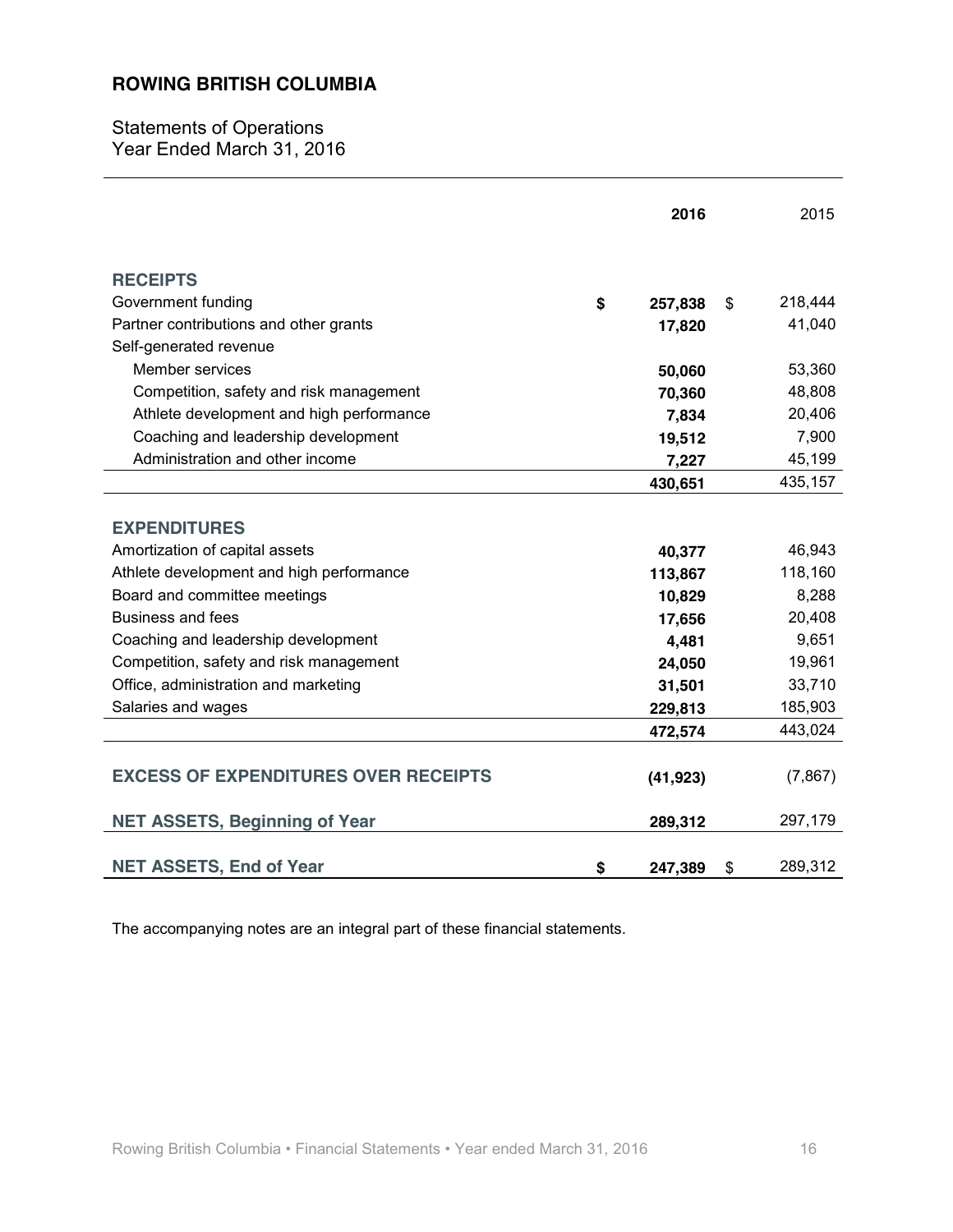## ROWING BRITISH COLUMBIA

Statements of Operations
Year Ended March 31, 2016

| | 2016 | 2015 |
|---|---|---|
| **RECEIPTS** | | |
| Government funding | $ 257,838 | $ 218,444 |
| Partner contributions and other grants | 17,820 | 41,040 |
| Self-generated revenue | | |
| Member services | 50,060 | 53,360 |
| Competition, safety and risk management | 70,360 | 48,808 |
| Athlete development and high performance | 7,834 | 20,406 |
| Coaching and leadership development | 19,512 | 7,900 |
| Administration and other income | 7,227 | 45,199 |
| | 430,651 | 435,157 |
| **EXPENDITURES** | | |
| Amortization of capital assets | 40,377 | 46,943 |
| Athlete development and high performance | 113,867 | 118,160 |
| Board and committee meetings | 10,829 | 8,288 |
| Business and fees | 17,656 | 20,408 |
| Coaching and leadership development | 4,481 | 9,651 |
| Competition, safety and risk management | 24,050 | 19,961 |
| Office, administration and marketing | 31,501 | 33,710 |
| Salaries and wages | 229,813 | 185,903 |
| | 472,574 | 443,024 |
| **EXCESS OF EXPENDITURES OVER RECEIPTS** | (41,923) | (7,867) |
| **NET ASSETS, Beginning of Year** | 289,312 | 297,179 |
| **NET ASSETS, End of Year** | $ 247,389 | $ 289,312 |

The accompanying notes are an integral part of these financial statements.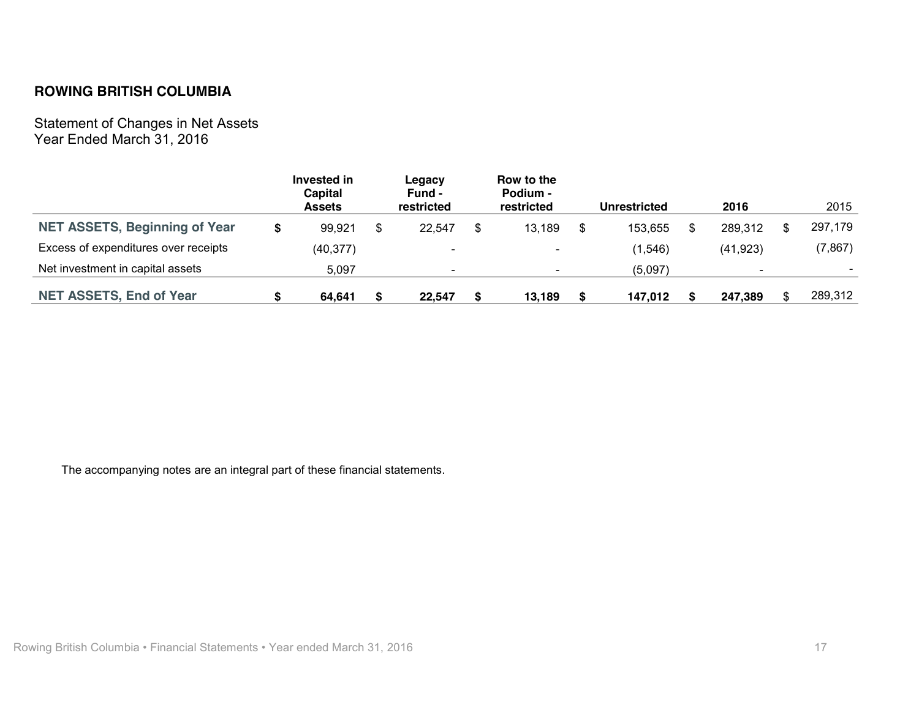**ROWING BRITISH COLUMBIA**

Statement of Changes in Net Assets
Year Ended March 31, 2016

| | Invested in Capital Assets | Legacy Fund - restricted | Row to the Podium - restricted | Unrestricted | 2016 | 2015 |
|---|---|---|---|---|---|---|
| **NET ASSETS, Beginning of Year** | $ 99,921 | $ 22,547 | $ 13,189 | $ 153,655 | $ 289,312 | $ 297,179 |
| Excess of expenditures over receipts | (40,377) | - | - | (1,546) | (41,923) | (7,867) |
| Net investment in capital assets | 5,097 | - | - | (5,097) | - | - |
| **NET ASSETS, End of Year** | **$ 64,641** | **$ 22,547** | **$ 13,189** | **$ 147,012** | **$ 247,389** | $ 289,312 |

The accompanying notes are an integral part of these financial statements.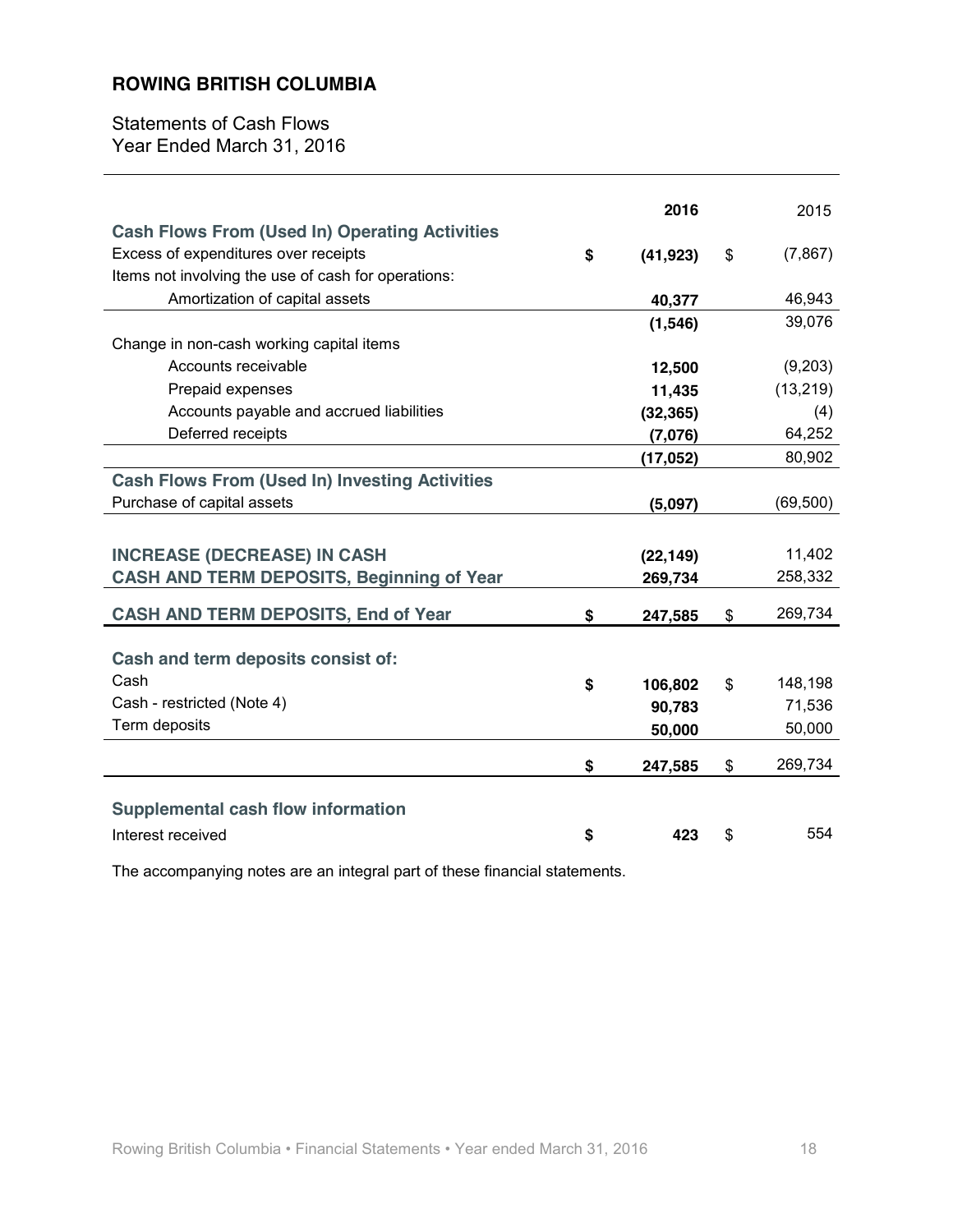## ROWING BRITISH COLUMBIA

Statements of Cash Flows
Year Ended March 31, 2016

| | 2016 | 2015 |
|---|---|---|
| **Cash Flows From (Used In) Operating Activities** | | |
| Excess of expenditures over receipts | $ (41,923) | $ (7,867) |
| Items not involving the use of cash for operations: | | |
| Amortization of capital assets | 40,377 | 46,943 |
| | (1,546) | 39,076 |
| Change in non-cash working capital items | | |
| Accounts receivable | 12,500 | (9,203) |
| Prepaid expenses | 11,435 | (13,219) |
| Accounts payable and accrued liabilities | (32,365) | (4) |
| Deferred receipts | (7,076) | 64,252 |
| | (17,052) | 80,902 |
| **Cash Flows From (Used In) Investing Activities** | | |
| Purchase of capital assets | (5,097) | (69,500) |
| | | |
| **INCREASE (DECREASE) IN CASH** | (22,149) | 11,402 |
| **CASH AND TERM DEPOSITS, Beginning of Year** | 269,734 | 258,332 |
| **CASH AND TERM DEPOSITS, End of Year** | $ 247,585 | $ 269,734 |
| | | |
| **Cash and term deposits consist of:** | | |
| Cash | $ 106,802 | $ 148,198 |
| Cash - restricted (Note 4) | 90,783 | 71,536 |
| Term deposits | 50,000 | 50,000 |
| | $ 247,585 | $ 269,734 |
| | | |
| **Supplemental cash flow information** | | |
| Interest received | $ 423 | $ 554 |

The accompanying notes are an integral part of these financial statements.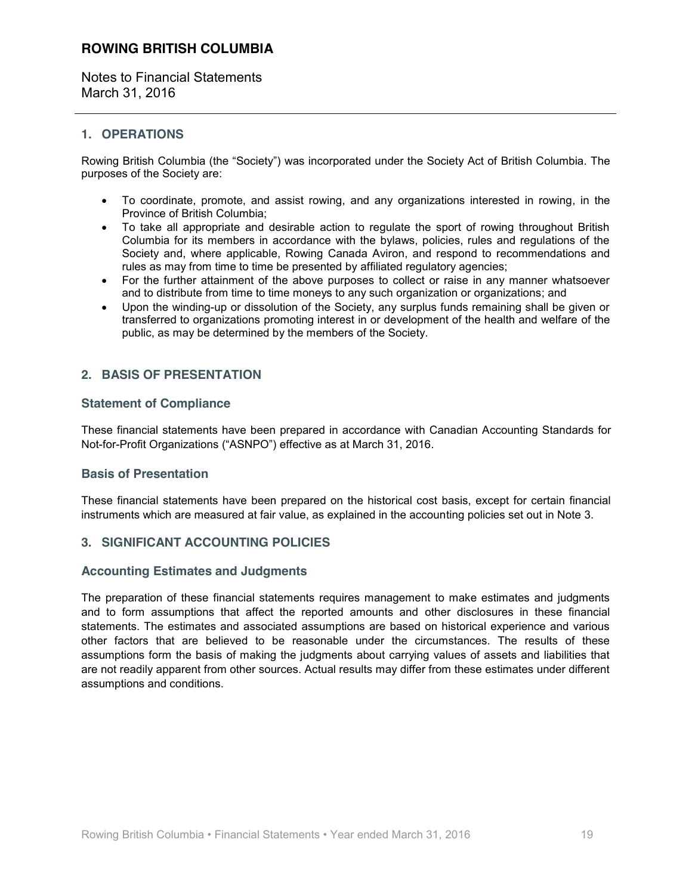# ROWING BRITISH COLUMBIA

Notes to Financial Statements
March 31, 2016

## 1. OPERATIONS

Rowing British Columbia (the "Society") was incorporated under the Society Act of British Columbia. The purposes of the Society are:

- To coordinate, promote, and assist rowing, and any organizations interested in rowing, in the Province of British Columbia;
- To take all appropriate and desirable action to regulate the sport of rowing throughout British Columbia for its members in accordance with the bylaws, policies, rules and regulations of the Society and, where applicable, Rowing Canada Aviron, and respond to recommendations and rules as may from time to time be presented by affiliated regulatory agencies;
- For the further attainment of the above purposes to collect or raise in any manner whatsoever and to distribute from time to time moneys to any such organization or organizations; and
- Upon the winding-up or dissolution of the Society, any surplus funds remaining shall be given or transferred to organizations promoting interest in or development of the health and welfare of the public, as may be determined by the members of the Society.

## 2. BASIS OF PRESENTATION

### Statement of Compliance

These financial statements have been prepared in accordance with Canadian Accounting Standards for Not-for-Profit Organizations ("ASNPO") effective as at March 31, 2016.

### Basis of Presentation

These financial statements have been prepared on the historical cost basis, except for certain financial instruments which are measured at fair value, as explained in the accounting policies set out in Note 3.

## 3. SIGNIFICANT ACCOUNTING POLICIES

### Accounting Estimates and Judgments

The preparation of these financial statements requires management to make estimates and judgments and to form assumptions that affect the reported amounts and other disclosures in these financial statements. The estimates and associated assumptions are based on historical experience and various other factors that are believed to be reasonable under the circumstances. The results of these assumptions form the basis of making the judgments about carrying values of assets and liabilities that are not readily apparent from other sources. Actual results may differ from these estimates under different assumptions and conditions.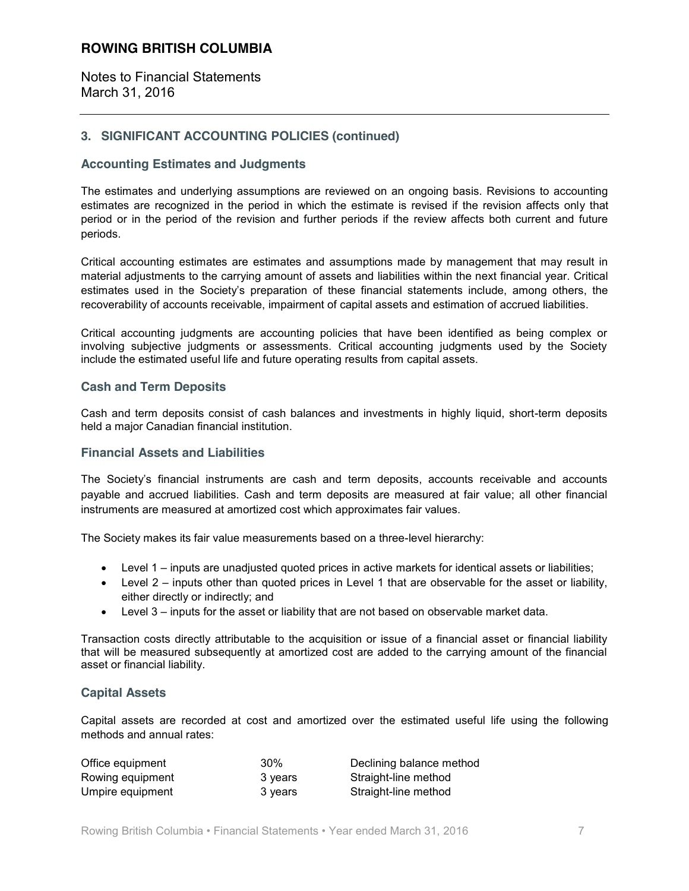## 3. SIGNIFICANT ACCOUNTING POLICIES (continued)

### Accounting Estimates and Judgments

The estimates and underlying assumptions are reviewed on an ongoing basis. Revisions to accounting estimates are recognized in the period in which the estimate is revised if the revision affects only that period or in the period of the revision and further periods if the review affects both current and future periods.

Critical accounting estimates are estimates and assumptions made by management that may result in material adjustments to the carrying amount of assets and liabilities within the next financial year. Critical estimates used in the Society's preparation of these financial statements include, among others, the recoverability of accounts receivable, impairment of capital assets and estimation of accrued liabilities.

Critical accounting judgments are accounting policies that have been identified as being complex or involving subjective judgments or assessments. Critical accounting judgments used by the Society include the estimated useful life and future operating results from capital assets.

### Cash and Term Deposits

Cash and term deposits consist of cash balances and investments in highly liquid, short-term deposits held a major Canadian financial institution.

### Financial Assets and Liabilities

The Society's financial instruments are cash and term deposits, accounts receivable and accounts payable and accrued liabilities. Cash and term deposits are measured at fair value; all other financial instruments are measured at amortized cost which approximates fair values.

The Society makes its fair value measurements based on a three-level hierarchy:

- Level 1 – inputs are unadjusted quoted prices in active markets for identical assets or liabilities;
- Level 2 – inputs other than quoted prices in Level 1 that are observable for the asset or liability, either directly or indirectly; and
- Level 3 – inputs for the asset or liability that are not based on observable market data.

Transaction costs directly attributable to the acquisition or issue of a financial asset or financial liability that will be measured subsequently at amortized cost are added to the carrying amount of the financial asset or financial liability.

### Capital Assets

Capital assets are recorded at cost and amortized over the estimated useful life using the following methods and annual rates:

| | | |
|---|---|---|
| Office equipment | 30% | Declining balance method |
| Rowing equipment | 3 years | Straight-line method |
| Umpire equipment | 3 years | Straight-line method |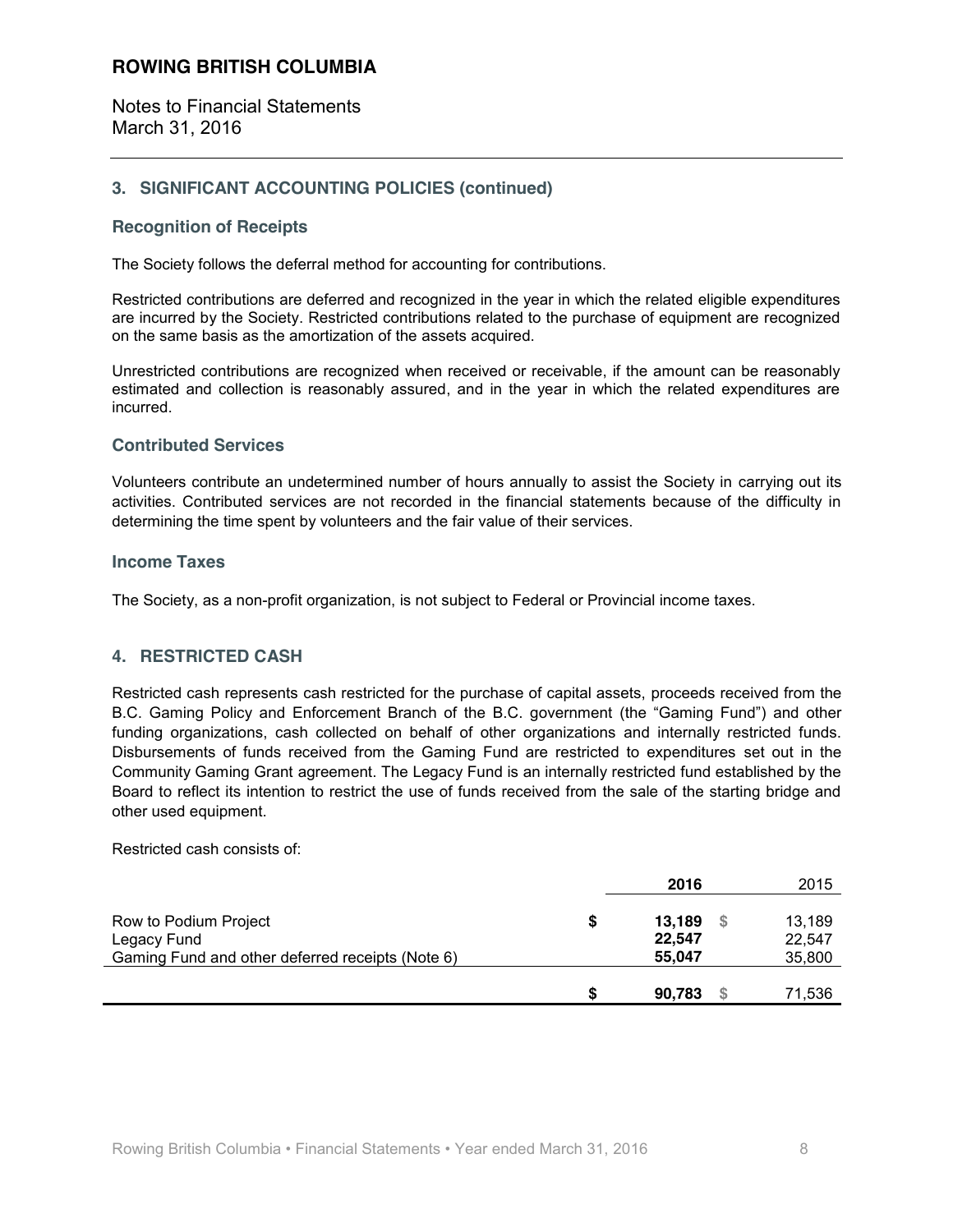# ROWING BRITISH COLUMBIA

Notes to Financial Statements
March 31, 2016

## 3. SIGNIFICANT ACCOUNTING POLICIES (continued)

### Recognition of Receipts

The Society follows the deferral method for accounting for contributions.

Restricted contributions are deferred and recognized in the year in which the related eligible expenditures are incurred by the Society. Restricted contributions related to the purchase of equipment are recognized on the same basis as the amortization of the assets acquired.

Unrestricted contributions are recognized when received or receivable, if the amount can be reasonably estimated and collection is reasonably assured, and in the year in which the related expenditures are incurred.

### Contributed Services

Volunteers contribute an undetermined number of hours annually to assist the Society in carrying out its activities. Contributed services are not recorded in the financial statements because of the difficulty in determining the time spent by volunteers and the fair value of their services.

### Income Taxes

The Society, as a non-profit organization, is not subject to Federal or Provincial income taxes.

## 4. RESTRICTED CASH

Restricted cash represents cash restricted for the purchase of capital assets, proceeds received from the B.C. Gaming Policy and Enforcement Branch of the B.C. government (the "Gaming Fund") and other funding organizations, cash collected on behalf of other organizations and internally restricted funds. Disbursements of funds received from the Gaming Fund are restricted to expenditures set out in the Community Gaming Grant agreement. The Legacy Fund is an internally restricted fund established by the Board to reflect its intention to restrict the use of funds received from the sale of the starting bridge and other used equipment.

Restricted cash consists of:

| | | 2016 | | 2015 |
|---|---|---|---|---|
| Row to Podium Project | $ | **13,189** | $ | 13,189 |
| Legacy Fund | | **22,547** | | 22,547 |
| Gaming Fund and other deferred receipts (Note 6) | | **55,047** | | 35,800 |
| | $ | **90,783** | $ | 71,536 |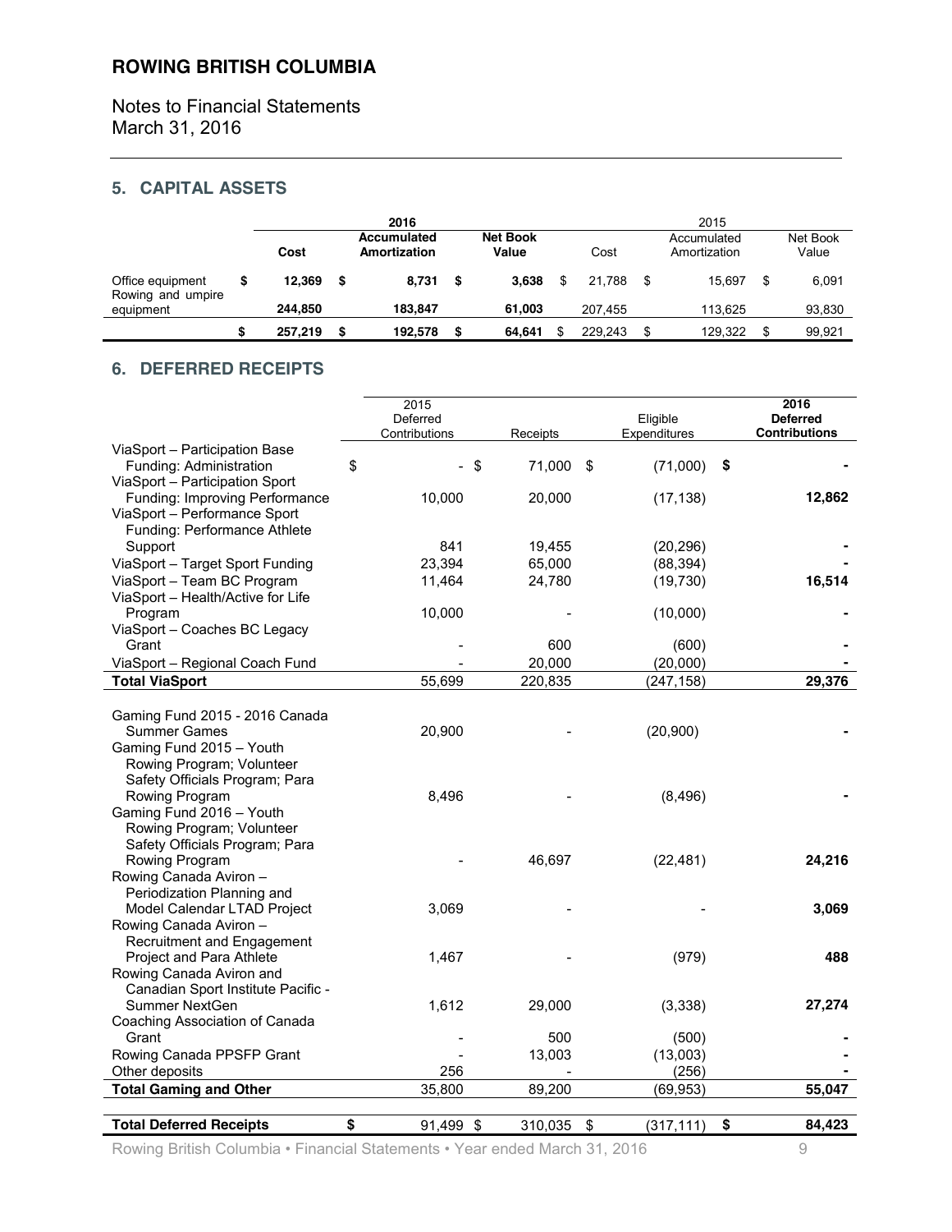# ROWING BRITISH COLUMBIA

Notes to Financial Statements
March 31, 2016

## 5. CAPITAL ASSETS

| | 2016 | | | 2015 | | |
|---|---|---|---|---|---|---|
| | **Cost** | **Accumulated Amortization** | **Net Book Value** | Cost | Accumulated Amortization | Net Book Value |
| Office equipment | $ **12,369** | $ **8,731** | $ **3,638** | $ 21,788 | $ 15,697 | $ 6,091 |
| Rowing and umpire equipment | **244,850** | **183,847** | **61,003** | 207,455 | 113,625 | 93,830 |
| | $ **257,219** | $ **192,578** | $ **64,641** | $ 229,243 | $ 129,322 | $ 99,921 |

## 6. DEFERRED RECEIPTS

| | 2015 Deferred Contributions | Receipts | Eligible Expenditures | **2016 Deferred Contributions** |
|---|---|---|---|---|
| ViaSport – Participation Base Funding: Administration | $ - | $ 71,000 | $ (71,000) | $ **-** |
| ViaSport – Participation Sport Funding: Improving Performance | 10,000 | 20,000 | (17,138) | **12,862** |
| ViaSport – Performance Sport Funding: Performance Athlete Support | 841 | 19,455 | (20,296) | **-** |
| ViaSport – Target Sport Funding | 23,394 | 65,000 | (88,394) | **-** |
| ViaSport – Team BC Program | 11,464 | 24,780 | (19,730) | **16,514** |
| ViaSport – Health/Active for Life Program | 10,000 | - | (10,000) | **-** |
| ViaSport – Coaches BC Legacy Grant | - | 600 | (600) | **-** |
| ViaSport – Regional Coach Fund | - | 20,000 | (20,000) | **-** |
| **Total ViaSport** | 55,699 | 220,835 | (247,158) | **29,376** |
| | | | | |
| Gaming Fund 2015 - 2016 Canada Summer Games | 20,900 | - | (20,900) | **-** |
| Gaming Fund 2015 – Youth Rowing Program; Volunteer Safety Officials Program; Para Rowing Program | 8,496 | - | (8,496) | **-** |
| Gaming Fund 2016 – Youth Rowing Program; Volunteer Safety Officials Program; Para Rowing Program | - | 46,697 | (22,481) | **24,216** |
| Rowing Canada Aviron – Periodization Planning and Model Calendar LTAD Project | 3,069 | - | - | **3,069** |
| Rowing Canada Aviron – Recruitment and Engagement Project and Para Athlete | 1,467 | - | (979) | **488** |
| Rowing Canada Aviron and Canadian Sport Institute Pacific - Summer NextGen | 1,612 | 29,000 | (3,338) | **27,274** |
| Coaching Association of Canada Grant | - | 500 | (500) | **-** |
| Rowing Canada PPSFP Grant | - | 13,003 | (13,003) | **-** |
| Other deposits | 256 | - | (256) | **-** |
| **Total Gaming and Other** | 35,800 | 89,200 | (69,953) | **55,047** |
| | | | | |
| **Total Deferred Receipts** | $ 91,499 | $ 310,035 | $ (317,111) | $ **84,423** |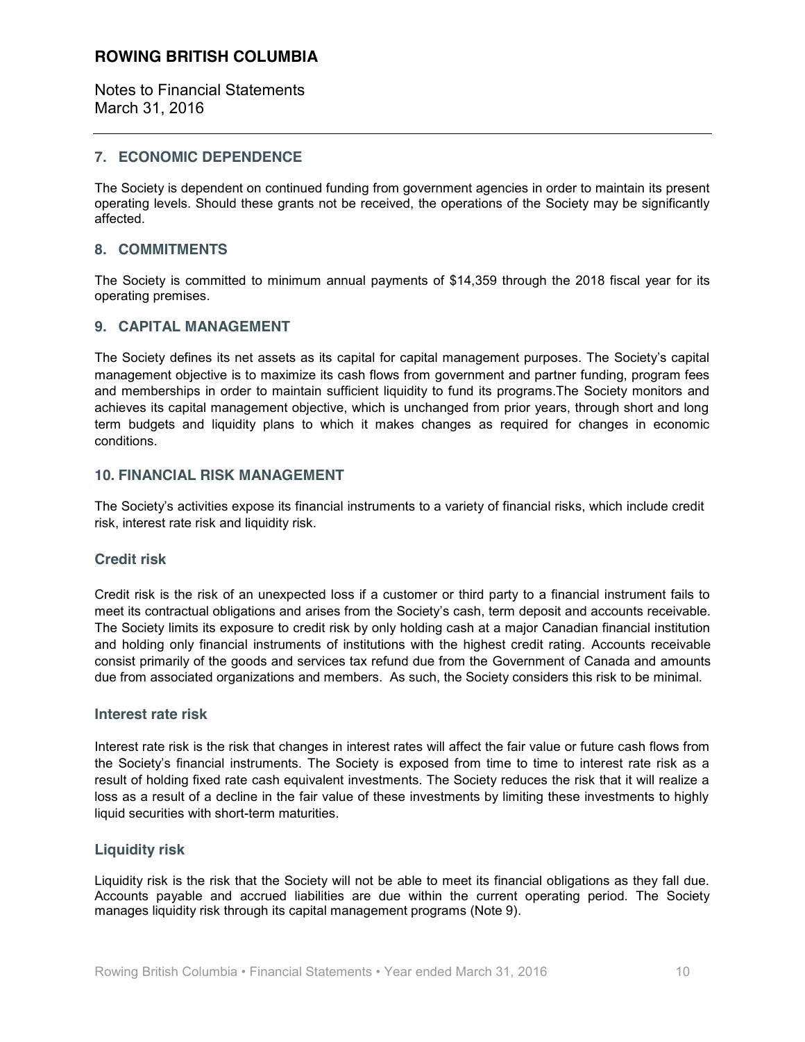# ROWING BRITISH COLUMBIA

Notes to Financial Statements
March 31, 2016

## 7. ECONOMIC DEPENDENCE

The Society is dependent on continued funding from government agencies in order to maintain its present operating levels. Should these grants not be received, the operations of the Society may be significantly affected.

## 8. COMMITMENTS

The Society is committed to minimum annual payments of $14,359 through the 2018 fiscal year for its operating premises.

## 9. CAPITAL MANAGEMENT

The Society defines its net assets as its capital for capital management purposes. The Society's capital management objective is to maximize its cash flows from government and partner funding, program fees and memberships in order to maintain sufficient liquidity to fund its programs.The Society monitors and achieves its capital management objective, which is unchanged from prior years, through short and long term budgets and liquidity plans to which it makes changes as required for changes in economic conditions.

## 10. FINANCIAL RISK MANAGEMENT

The Society's activities expose its financial instruments to a variety of financial risks, which include credit risk, interest rate risk and liquidity risk.

### Credit risk

Credit risk is the risk of an unexpected loss if a customer or third party to a financial instrument fails to meet its contractual obligations and arises from the Society's cash, term deposit and accounts receivable. The Society limits its exposure to credit risk by only holding cash at a major Canadian financial institution and holding only financial instruments of institutions with the highest credit rating. Accounts receivable consist primarily of the goods and services tax refund due from the Government of Canada and amounts due from associated organizations and members. As such, the Society considers this risk to be minimal.

### Interest rate risk

Interest rate risk is the risk that changes in interest rates will affect the fair value or future cash flows from the Society's financial instruments. The Society is exposed from time to time to interest rate risk as a result of holding fixed rate cash equivalent investments. The Society reduces the risk that it will realize a loss as a result of a decline in the fair value of these investments by limiting these investments to highly liquid securities with short-term maturities.

### Liquidity risk

Liquidity risk is the risk that the Society will not be able to meet its financial obligations as they fall due. Accounts payable and accrued liabilities are due within the current operating period. The Society manages liquidity risk through its capital management programs (Note 9).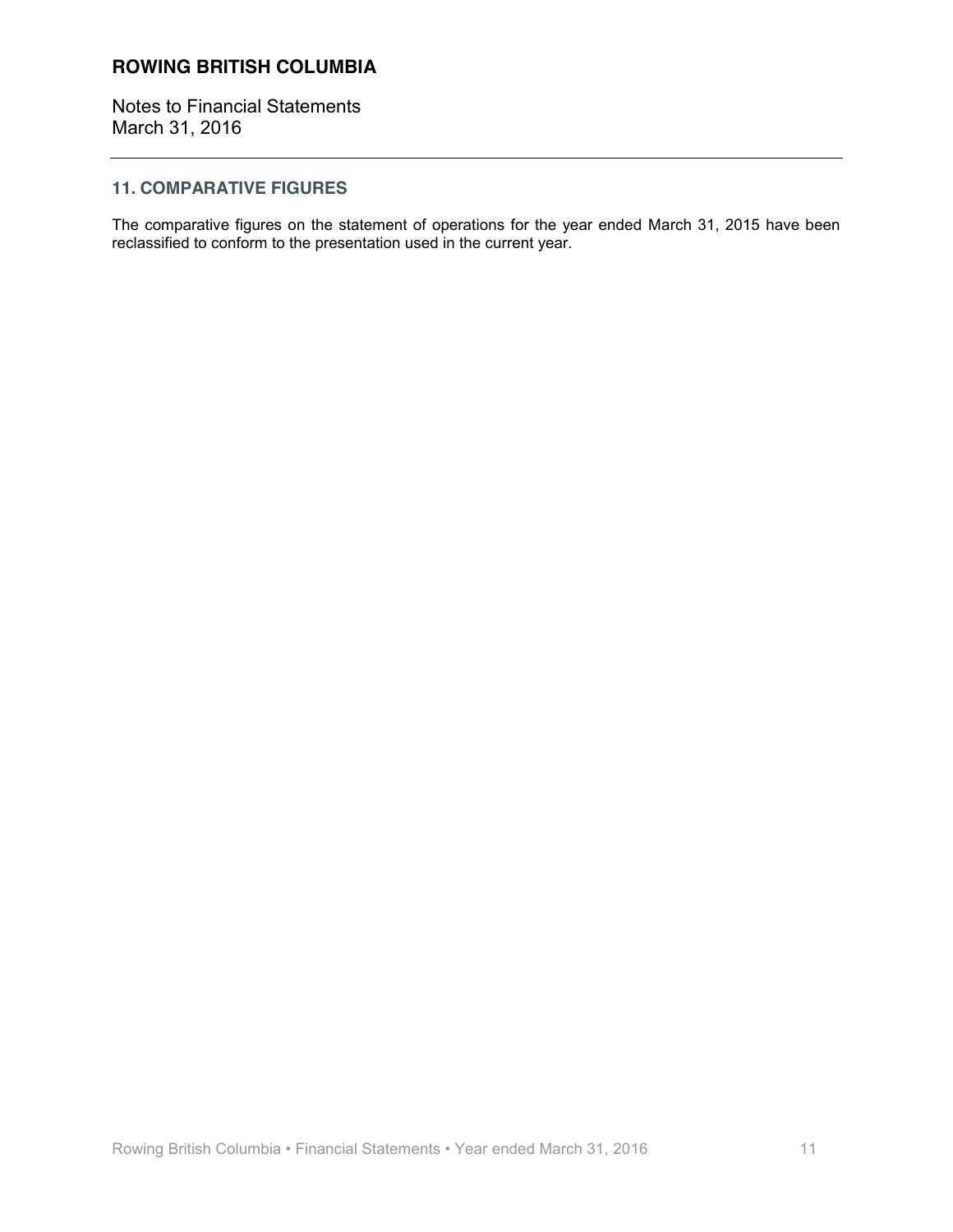## 11. COMPARATIVE FIGURES

The comparative figures on the statement of operations for the year ended March 31, 2015 have been reclassified to conform to the presentation used in the current year.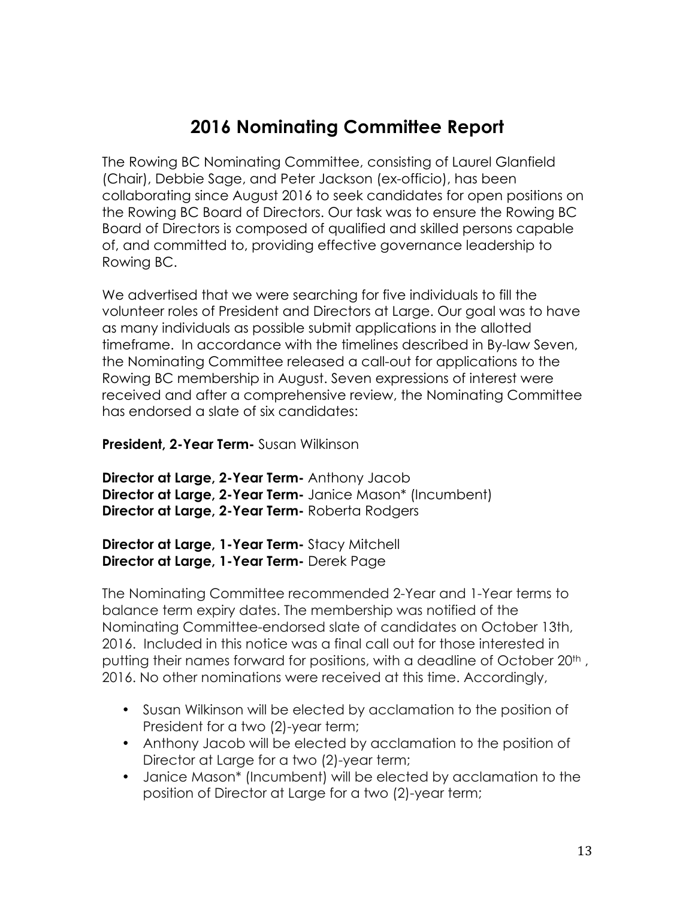# 2016 Nominating Committee Report

The Rowing BC Nominating Committee, consisting of Laurel Glanfield (Chair), Debbie Sage, and Peter Jackson (ex-officio), has been collaborating since August 2016 to seek candidates for open positions on the Rowing BC Board of Directors. Our task was to ensure the Rowing BC Board of Directors is composed of qualified and skilled persons capable of, and committed to, providing effective governance leadership to Rowing BC.

We advertised that we were searching for five individuals to fill the volunteer roles of President and Directors at Large. Our goal was to have as many individuals as possible submit applications in the allotted timeframe. In accordance with the timelines described in By-law Seven, the Nominating Committee released a call-out for applications to the Rowing BC membership in August. Seven expressions of interest were received and after a comprehensive review, the Nominating Committee has endorsed a slate of six candidates:

**President, 2-Year Term-** Susan Wilkinson

**Director at Large, 2-Year Term-** Anthony Jacob
**Director at Large, 2-Year Term-** Janice Mason* (Incumbent)
**Director at Large, 2-Year Term-** Roberta Rodgers

**Director at Large, 1-Year Term-** Stacy Mitchell
**Director at Large, 1-Year Term-** Derek Page

The Nominating Committee recommended 2-Year and 1-Year terms to balance term expiry dates. The membership was notified of the Nominating Committee-endorsed slate of candidates on October 13th, 2016. Included in this notice was a final call out for those interested in putting their names forward for positions, with a deadline of October 20th, 2016. No other nominations were received at this time. Accordingly,

- Susan Wilkinson will be elected by acclamation to the position of President for a two (2)-year term;
- Anthony Jacob will be elected by acclamation to the position of Director at Large for a two (2)-year term;
- Janice Mason* (Incumbent) will be elected by acclamation to the position of Director at Large for a two (2)-year term;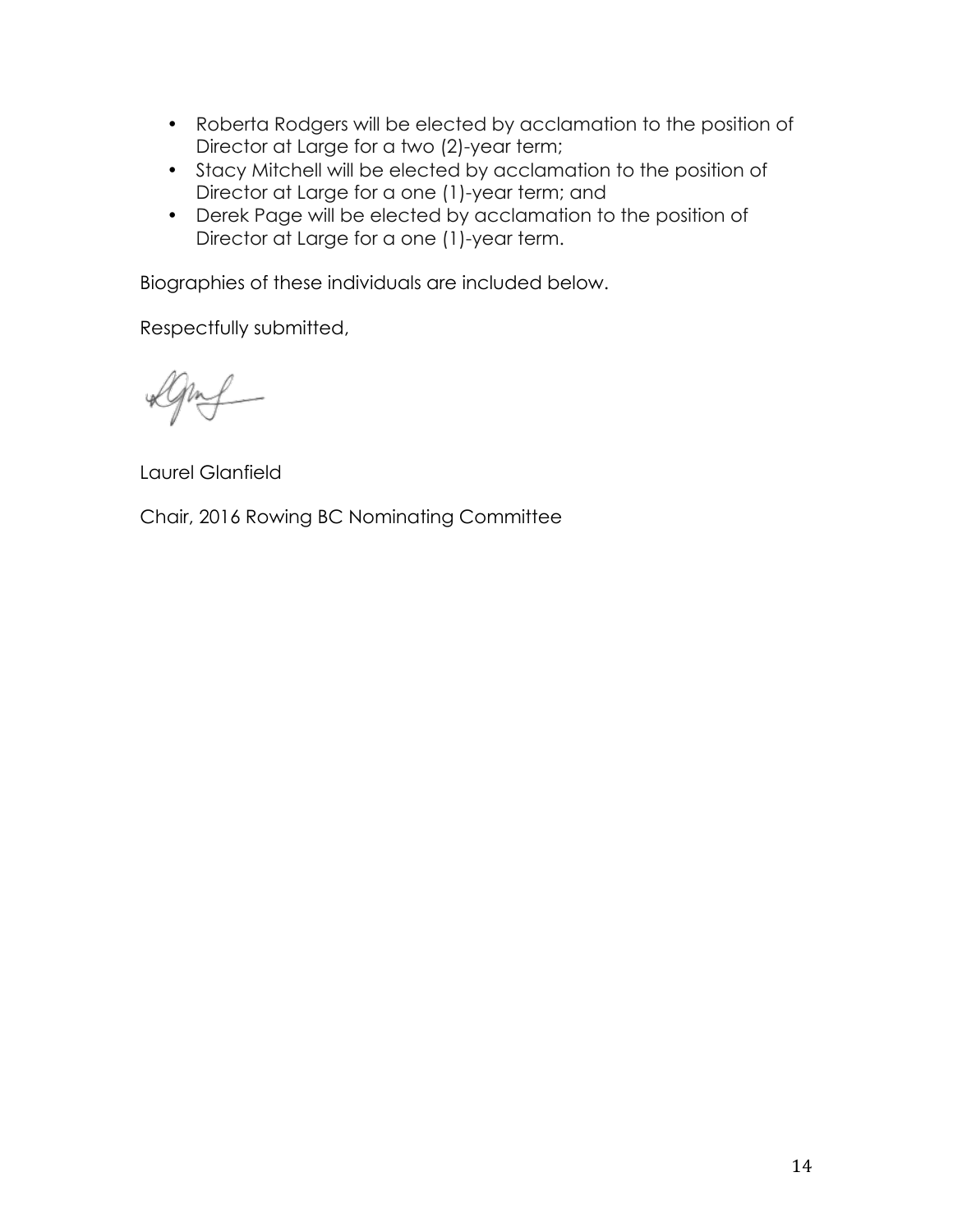- Roberta Rodgers will be elected by acclamation to the position of Director at Large for a two (2)-year term;
- Stacy Mitchell will be elected by acclamation to the position of Director at Large for a one (1)-year term; and
- Derek Page will be elected by acclamation to the position of Director at Large for a one (1)-year term.

Biographies of these individuals are included below.

Respectfully submitted,

Laurel Glanfield

Chair, 2016 Rowing BC Nominating Committee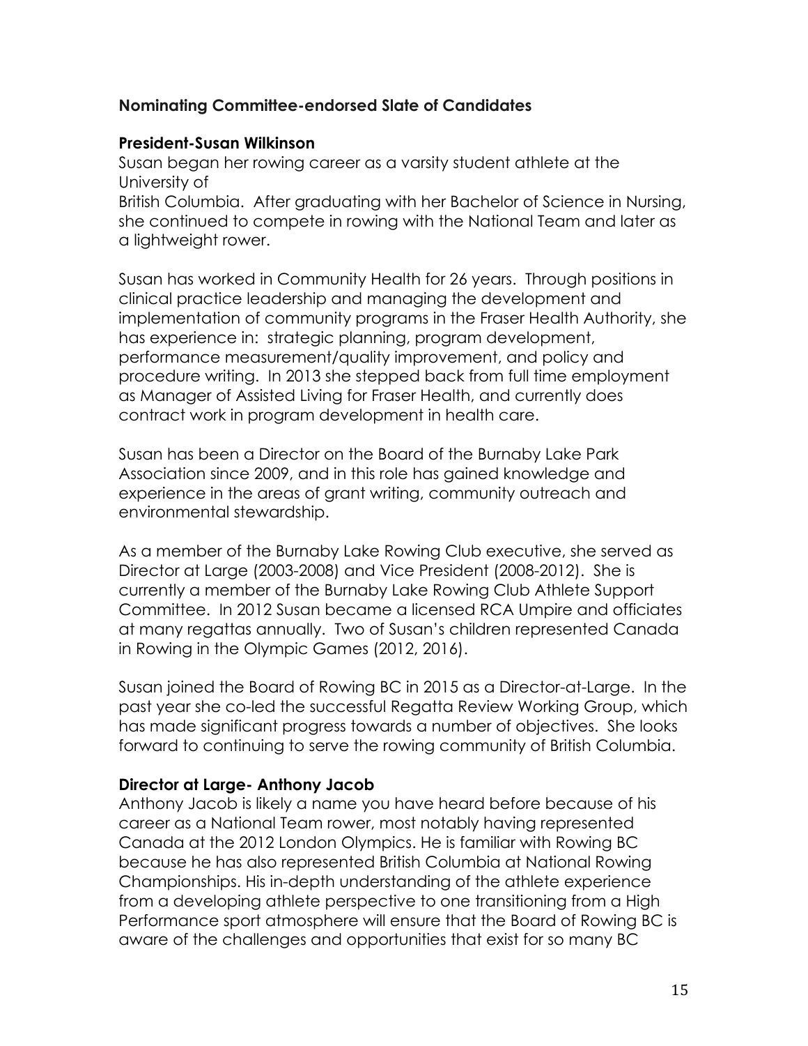**Nominating Committee-endorsed Slate of Candidates**

**President-Susan Wilkinson**

Susan began her rowing career as a varsity student athlete at the University of British Columbia. After graduating with her Bachelor of Science in Nursing, she continued to compete in rowing with the National Team and later as a lightweight rower.

Susan has worked in Community Health for 26 years. Through positions in clinical practice leadership and managing the development and implementation of community programs in the Fraser Health Authority, she has experience in: strategic planning, program development, performance measurement/quality improvement, and policy and procedure writing. In 2013 she stepped back from full time employment as Manager of Assisted Living for Fraser Health, and currently does contract work in program development in health care.

Susan has been a Director on the Board of the Burnaby Lake Park Association since 2009, and in this role has gained knowledge and experience in the areas of grant writing, community outreach and environmental stewardship.

As a member of the Burnaby Lake Rowing Club executive, she served as Director at Large (2003-2008) and Vice President (2008-2012). She is currently a member of the Burnaby Lake Rowing Club Athlete Support Committee. In 2012 Susan became a licensed RCA Umpire and officiates at many regattas annually. Two of Susan's children represented Canada in Rowing in the Olympic Games (2012, 2016).

Susan joined the Board of Rowing BC in 2015 as a Director-at-Large. In the past year she co-led the successful Regatta Review Working Group, which has made significant progress towards a number of objectives. She looks forward to continuing to serve the rowing community of British Columbia.

**Director at Large- Anthony Jacob**

Anthony Jacob is likely a name you have heard before because of his career as a National Team rower, most notably having represented Canada at the 2012 London Olympics. He is familiar with Rowing BC because he has also represented British Columbia at National Rowing Championships. His in-depth understanding of the athlete experience from a developing athlete perspective to one transitioning from a High Performance sport atmosphere will ensure that the Board of Rowing BC is aware of the challenges and opportunities that exist for so many BC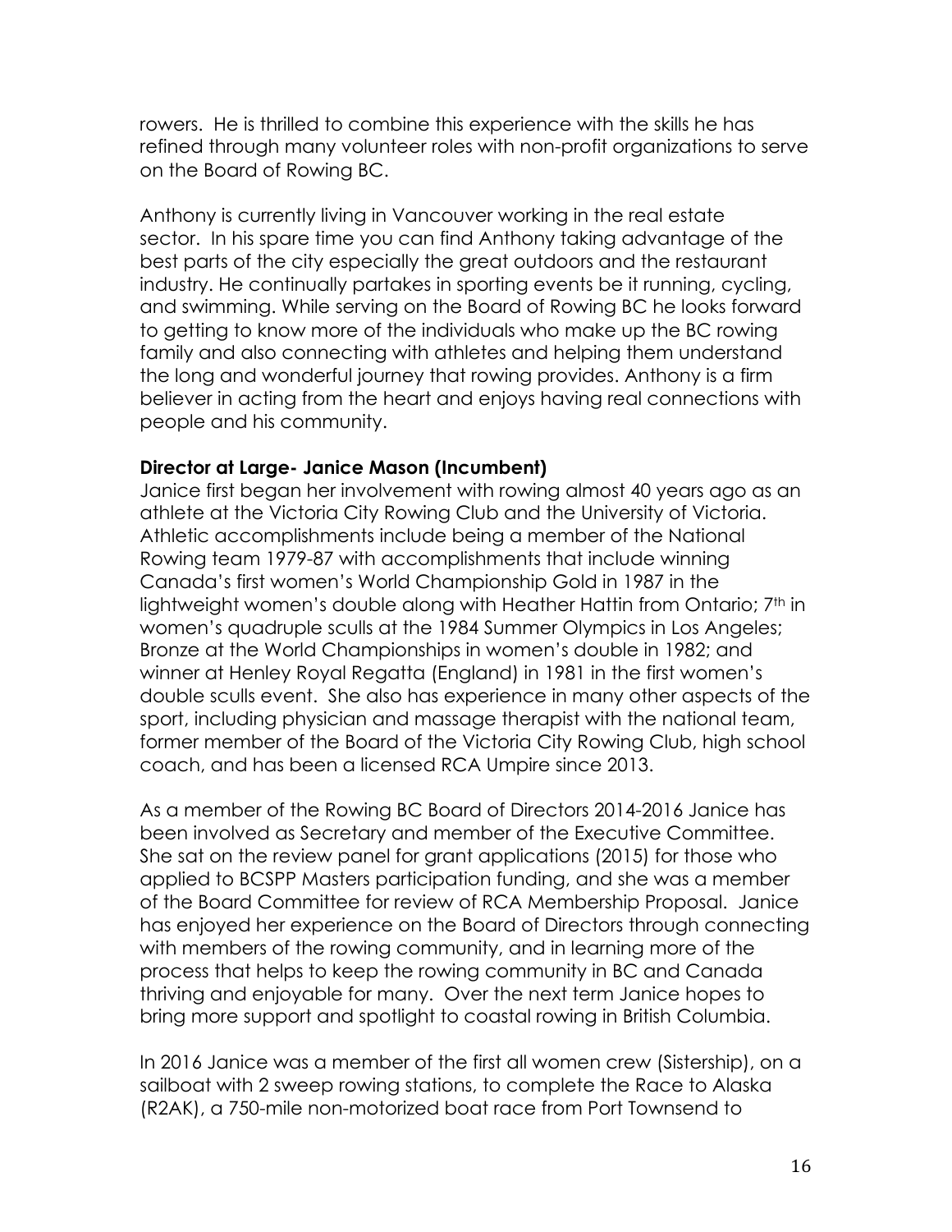rowers. He is thrilled to combine this experience with the skills he has refined through many volunteer roles with non-profit organizations to serve on the Board of Rowing BC.

Anthony is currently living in Vancouver working in the real estate sector. In his spare time you can find Anthony taking advantage of the best parts of the city especially the great outdoors and the restaurant industry. He continually partakes in sporting events be it running, cycling, and swimming. While serving on the Board of Rowing BC he looks forward to getting to know more of the individuals who make up the BC rowing family and also connecting with athletes and helping them understand the long and wonderful journey that rowing provides. Anthony is a firm believer in acting from the heart and enjoys having real connections with people and his community.

**Director at Large- Janice Mason (Incumbent)**

Janice first began her involvement with rowing almost 40 years ago as an athlete at the Victoria City Rowing Club and the University of Victoria. Athletic accomplishments include being a member of the National Rowing team 1979-87 with accomplishments that include winning Canada's first women's World Championship Gold in 1987 in the lightweight women's double along with Heather Hattin from Ontario; 7th in women's quadruple sculls at the 1984 Summer Olympics in Los Angeles; Bronze at the World Championships in women's double in 1982; and winner at Henley Royal Regatta (England) in 1981 in the first women's double sculls event. She also has experience in many other aspects of the sport, including physician and massage therapist with the national team, former member of the Board of the Victoria City Rowing Club, high school coach, and has been a licensed RCA Umpire since 2013.

As a member of the Rowing BC Board of Directors 2014-2016 Janice has been involved as Secretary and member of the Executive Committee. She sat on the review panel for grant applications (2015) for those who applied to BCSPP Masters participation funding, and she was a member of the Board Committee for review of RCA Membership Proposal. Janice has enjoyed her experience on the Board of Directors through connecting with members of the rowing community, and in learning more of the process that helps to keep the rowing community in BC and Canada thriving and enjoyable for many. Over the next term Janice hopes to bring more support and spotlight to coastal rowing in British Columbia.

In 2016 Janice was a member of the first all women crew (Sistership), on a sailboat with 2 sweep rowing stations, to complete the Race to Alaska (R2AK), a 750-mile non-motorized boat race from Port Townsend to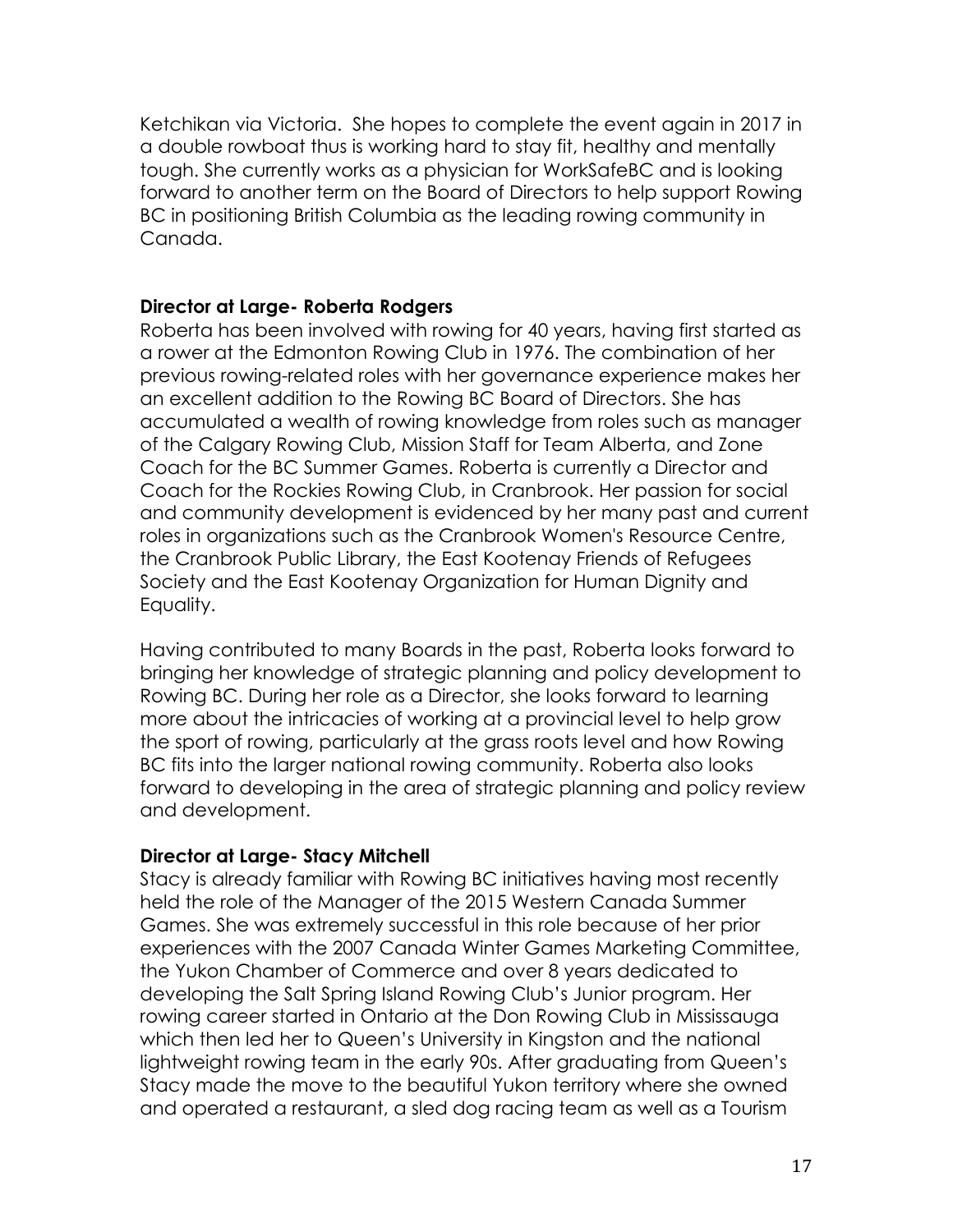Ketchikan via Victoria. She hopes to complete the event again in 2017 in a double rowboat thus is working hard to stay fit, healthy and mentally tough. She currently works as a physician for WorkSafeBC and is looking forward to another term on the Board of Directors to help support Rowing BC in positioning British Columbia as the leading rowing community in Canada.

**Director at Large- Roberta Rodgers**

Roberta has been involved with rowing for 40 years, having first started as a rower at the Edmonton Rowing Club in 1976. The combination of her previous rowing-related roles with her governance experience makes her an excellent addition to the Rowing BC Board of Directors. She has accumulated a wealth of rowing knowledge from roles such as manager of the Calgary Rowing Club, Mission Staff for Team Alberta, and Zone Coach for the BC Summer Games. Roberta is currently a Director and Coach for the Rockies Rowing Club, in Cranbrook. Her passion for social and community development is evidenced by her many past and current roles in organizations such as the Cranbrook Women's Resource Centre, the Cranbrook Public Library, the East Kootenay Friends of Refugees Society and the East Kootenay Organization for Human Dignity and Equality.

Having contributed to many Boards in the past, Roberta looks forward to bringing her knowledge of strategic planning and policy development to Rowing BC. During her role as a Director, she looks forward to learning more about the intricacies of working at a provincial level to help grow the sport of rowing, particularly at the grass roots level and how Rowing BC fits into the larger national rowing community. Roberta also looks forward to developing in the area of strategic planning and policy review and development.

**Director at Large- Stacy Mitchell**

Stacy is already familiar with Rowing BC initiatives having most recently held the role of the Manager of the 2015 Western Canada Summer Games. She was extremely successful in this role because of her prior experiences with the 2007 Canada Winter Games Marketing Committee, the Yukon Chamber of Commerce and over 8 years dedicated to developing the Salt Spring Island Rowing Club's Junior program. Her rowing career started in Ontario at the Don Rowing Club in Mississauga which then led her to Queen's University in Kingston and the national lightweight rowing team in the early 90s. After graduating from Queen's Stacy made the move to the beautiful Yukon territory where she owned and operated a restaurant, a sled dog racing team as well as a Tourism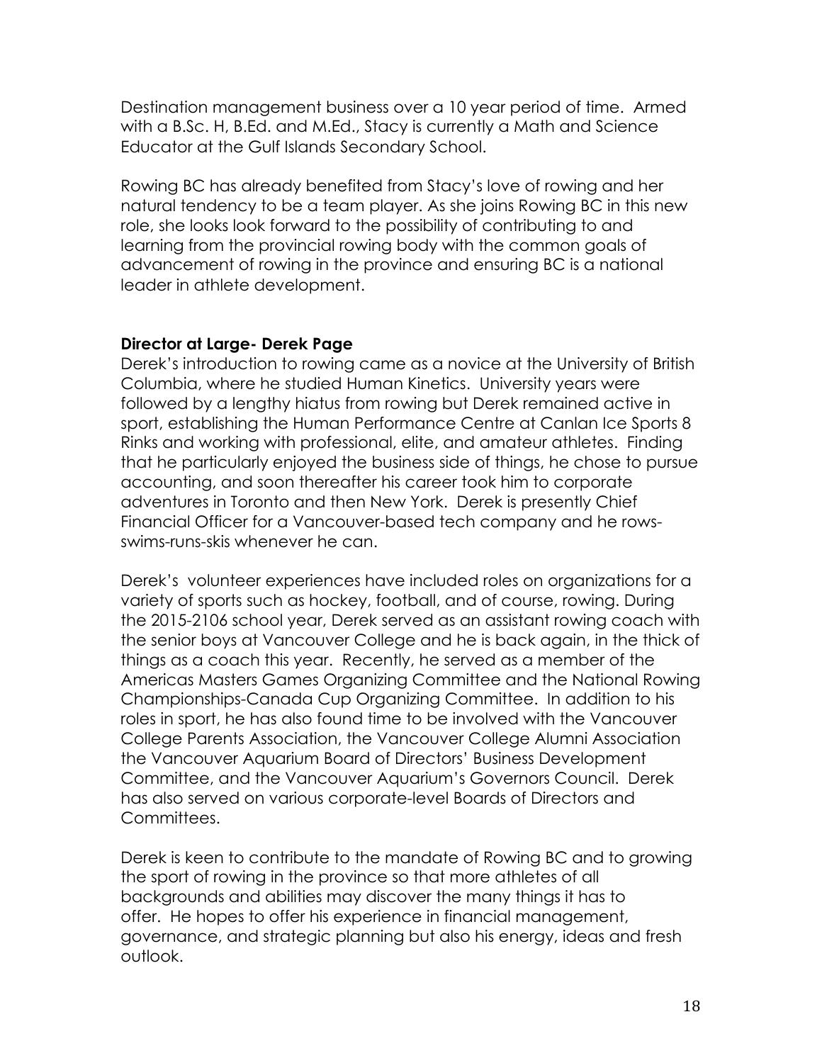Destination management business over a 10 year period of time. Armed with a B.Sc. H, B.Ed. and M.Ed., Stacy is currently a Math and Science Educator at the Gulf Islands Secondary School.

Rowing BC has already benefited from Stacy's love of rowing and her natural tendency to be a team player. As she joins Rowing BC in this new role, she looks look forward to the possibility of contributing to and learning from the provincial rowing body with the common goals of advancement of rowing in the province and ensuring BC is a national leader in athlete development.

**Director at Large- Derek Page**

Derek's introduction to rowing came as a novice at the University of British Columbia, where he studied Human Kinetics. University years were followed by a lengthy hiatus from rowing but Derek remained active in sport, establishing the Human Performance Centre at Canlan Ice Sports 8 Rinks and working with professional, elite, and amateur athletes. Finding that he particularly enjoyed the business side of things, he chose to pursue accounting, and soon thereafter his career took him to corporate adventures in Toronto and then New York. Derek is presently Chief Financial Officer for a Vancouver-based tech company and he rows-swims-runs-skis whenever he can.

Derek's volunteer experiences have included roles on organizations for a variety of sports such as hockey, football, and of course, rowing. During the 2015-2106 school year, Derek served as an assistant rowing coach with the senior boys at Vancouver College and he is back again, in the thick of things as a coach this year. Recently, he served as a member of the Americas Masters Games Organizing Committee and the National Rowing Championships-Canada Cup Organizing Committee. In addition to his roles in sport, he has also found time to be involved with the Vancouver College Parents Association, the Vancouver College Alumni Association the Vancouver Aquarium Board of Directors' Business Development Committee, and the Vancouver Aquarium's Governors Council. Derek has also served on various corporate-level Boards of Directors and Committees.

Derek is keen to contribute to the mandate of Rowing BC and to growing the sport of rowing in the province so that more athletes of all backgrounds and abilities may discover the many things it has to offer. He hopes to offer his experience in financial management, governance, and strategic planning but also his energy, ideas and fresh outlook.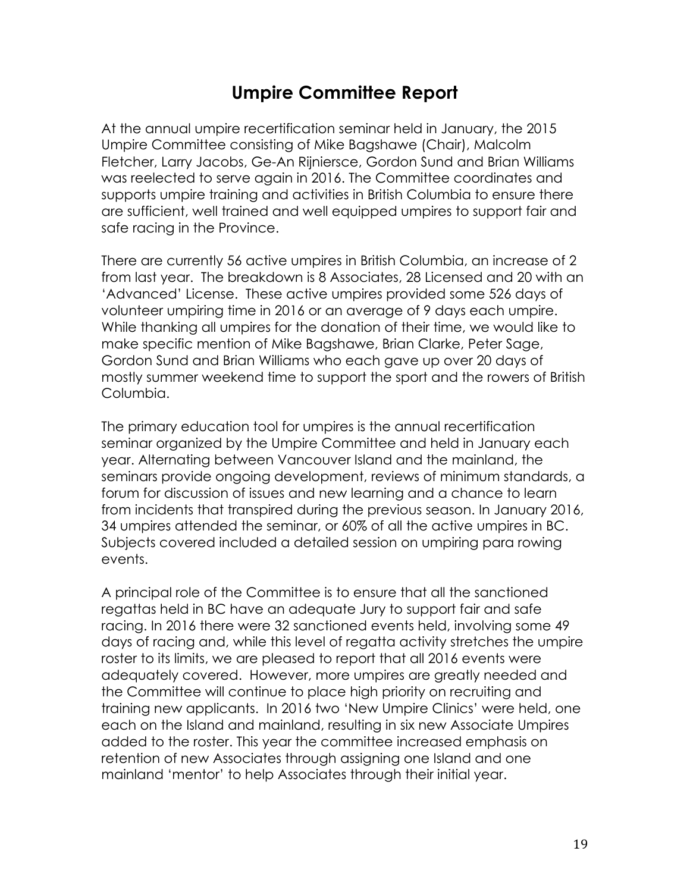# Umpire Committee Report

At the annual umpire recertification seminar held in January, the 2015 Umpire Committee consisting of Mike Bagshawe (Chair), Malcolm Fletcher, Larry Jacobs, Ge-An Rijniersce, Gordon Sund and Brian Williams was reelected to serve again in 2016. The Committee coordinates and supports umpire training and activities in British Columbia to ensure there are sufficient, well trained and well equipped umpires to support fair and safe racing in the Province.

There are currently 56 active umpires in British Columbia, an increase of 2 from last year. The breakdown is 8 Associates, 28 Licensed and 20 with an 'Advanced' License. These active umpires provided some 526 days of volunteer umpiring time in 2016 or an average of 9 days each umpire. While thanking all umpires for the donation of their time, we would like to make specific mention of Mike Bagshawe, Brian Clarke, Peter Sage, Gordon Sund and Brian Williams who each gave up over 20 days of mostly summer weekend time to support the sport and the rowers of British Columbia.

The primary education tool for umpires is the annual recertification seminar organized by the Umpire Committee and held in January each year. Alternating between Vancouver Island and the mainland, the seminars provide ongoing development, reviews of minimum standards, a forum for discussion of issues and new learning and a chance to learn from incidents that transpired during the previous season. In January 2016, 34 umpires attended the seminar, or 60% of all the active umpires in BC. Subjects covered included a detailed session on umpiring para rowing events.

A principal role of the Committee is to ensure that all the sanctioned regattas held in BC have an adequate Jury to support fair and safe racing. In 2016 there were 32 sanctioned events held, involving some 49 days of racing and, while this level of regatta activity stretches the umpire roster to its limits, we are pleased to report that all 2016 events were adequately covered. However, more umpires are greatly needed and the Committee will continue to place high priority on recruiting and training new applicants. In 2016 two 'New Umpire Clinics' were held, one each on the Island and mainland, resulting in six new Associate Umpires added to the roster. This year the committee increased emphasis on retention of new Associates through assigning one Island and one mainland 'mentor' to help Associates through their initial year.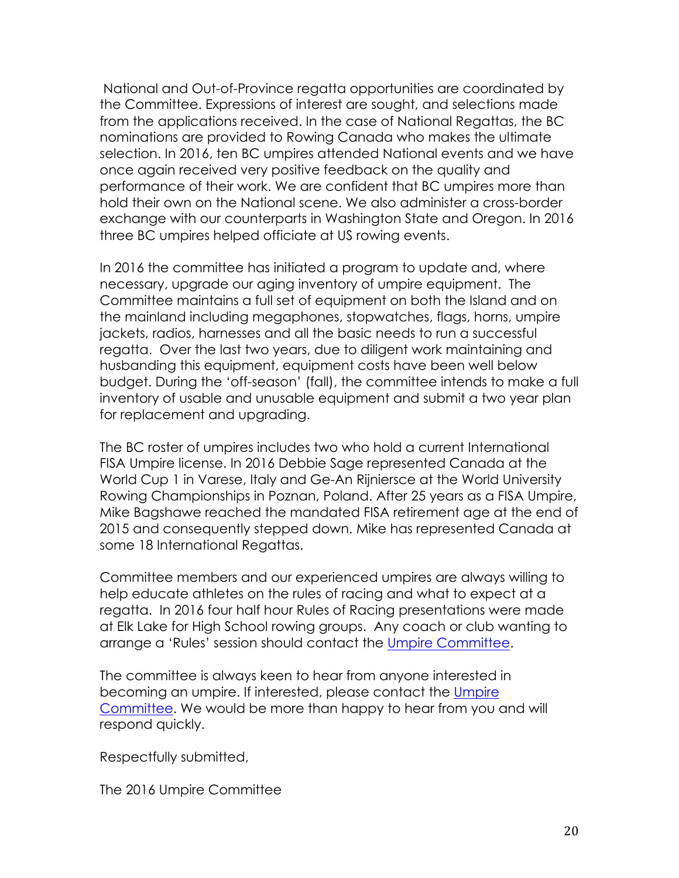National and Out-of-Province regatta opportunities are coordinated by the Committee. Expressions of interest are sought, and selections made from the applications received. In the case of National Regattas, the BC nominations are provided to Rowing Canada who makes the ultimate selection. In 2016, ten BC umpires attended National events and we have once again received very positive feedback on the quality and performance of their work. We are confident that BC umpires more than hold their own on the National scene. We also administer a cross-border exchange with our counterparts in Washington State and Oregon. In 2016 three BC umpires helped officiate at US rowing events.

In 2016 the committee has initiated a program to update and, where necessary, upgrade our aging inventory of umpire equipment. The Committee maintains a full set of equipment on both the Island and on the mainland including megaphones, stopwatches, flags, horns, umpire jackets, radios, harnesses and all the basic needs to run a successful regatta. Over the last two years, due to diligent work maintaining and husbanding this equipment, equipment costs have been well below budget. During the 'off-season' (fall), the committee intends to make a full inventory of usable and unusable equipment and submit a two year plan for replacement and upgrading.

The BC roster of umpires includes two who hold a current International FISA Umpire license. In 2016 Debbie Sage represented Canada at the World Cup 1 in Varese, Italy and Ge-An Rijnierse at the World University Rowing Championships in Poznan, Poland. After 25 years as a FISA Umpire, Mike Bagshawe reached the mandated FISA retirement age at the end of 2015 and consequently stepped down. Mike has represented Canada at some 18 International Regattas.

Committee members and our experienced umpires are always willing to help educate athletes on the rules of racing and what to expect at a regatta. In 2016 four half hour Rules of Racing presentations were made at Elk Lake for High School rowing groups. Any coach or club wanting to arrange a 'Rules' session should contact the Umpire Committee.

The committee is always keen to hear from anyone interested in becoming an umpire. If interested, please contact the Umpire Committee. We would be more than happy to hear from you and will respond quickly.

Respectfully submitted,

The 2016 Umpire Committee